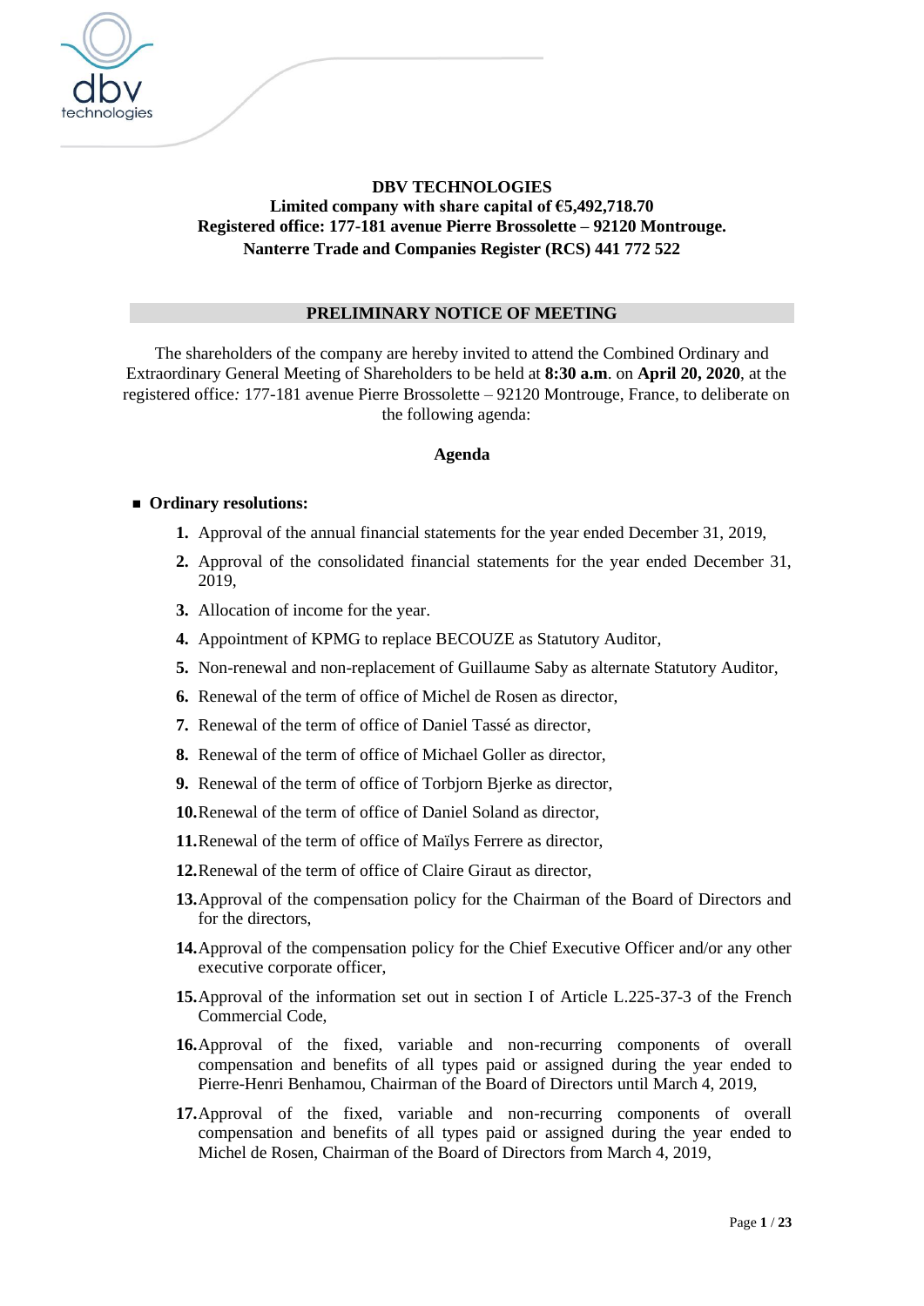**DBV TECHNOLOGIES**
**Limited company with share capital of €5,492,718.70**
**Registered office: 177-181 avenue Pierre Brossolette – 92120 Montrouge.**
**Nanterre Trade and Companies Register (RCS) 441 772 522**

## PRELIMINARY NOTICE OF MEETING

The shareholders of the company are hereby invited to attend the Combined Ordinary and Extraordinary General Meeting of Shareholders to be held at **8:30 a.m**. on **April 20, 2020**, at the registered office*:* 177-181 avenue Pierre Brossolette – 92120 Montrouge, France, to deliberate on the following agenda:

### Agenda

- **Ordinary resolutions:**

1. Approval of the annual financial statements for the year ended December 31, 2019,
2. Approval of the consolidated financial statements for the year ended December 31, 2019,
3. Allocation of income for the year.
4. Appointment of KPMG to replace BECOUZE as Statutory Auditor,
5. Non-renewal and non-replacement of Guillaume Saby as alternate Statutory Auditor,
6. Renewal of the term of office of Michel de Rosen as director,
7. Renewal of the term of office of Daniel Tassé as director,
8. Renewal of the term of office of Michael Goller as director,
9. Renewal of the term of office of Torbjorn Bjerke as director,
10. Renewal of the term of office of Daniel Soland as director,
11. Renewal of the term of office of Maïlys Ferrere as director,
12. Renewal of the term of office of Claire Giraut as director,
13. Approval of the compensation policy for the Chairman of the Board of Directors and for the directors,
14. Approval of the compensation policy for the Chief Executive Officer and/or any other executive corporate officer,
15. Approval of the information set out in section I of Article L.225-37-3 of the French Commercial Code,
16. Approval of the fixed, variable and non-recurring components of overall compensation and benefits of all types paid or assigned during the year ended to Pierre-Henri Benhamou, Chairman of the Board of Directors until March 4, 2019,
17. Approval of the fixed, variable and non-recurring components of overall compensation and benefits of all types paid or assigned during the year ended to Michel de Rosen, Chairman of the Board of Directors from March 4, 2019,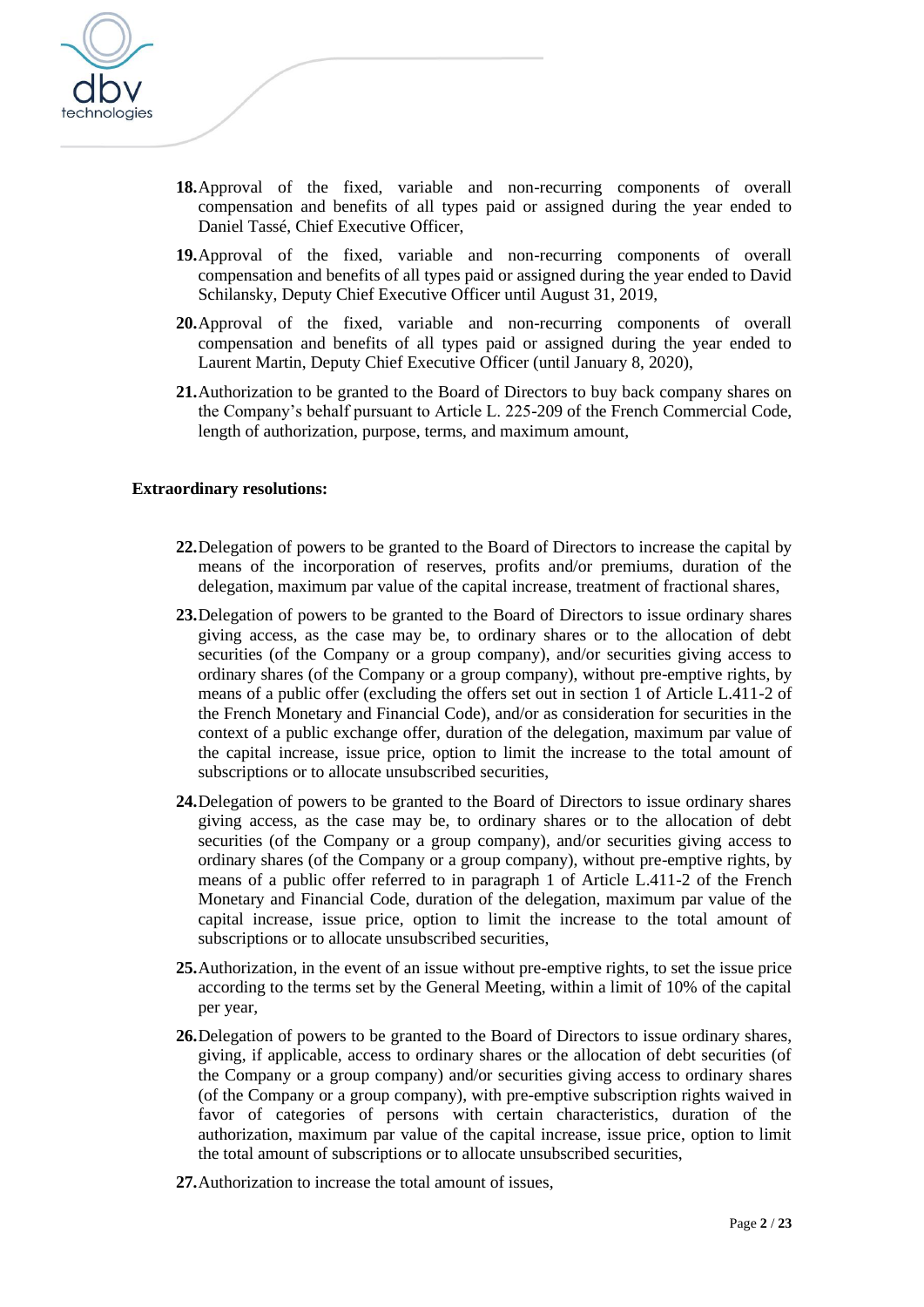18. Approval of the fixed, variable and non-recurring components of overall compensation and benefits of all types paid or assigned during the year ended to Daniel Tassé, Chief Executive Officer,

19. Approval of the fixed, variable and non-recurring components of overall compensation and benefits of all types paid or assigned during the year ended to David Schilansky, Deputy Chief Executive Officer until August 31, 2019,

20. Approval of the fixed, variable and non-recurring components of overall compensation and benefits of all types paid or assigned during the year ended to Laurent Martin, Deputy Chief Executive Officer (until January 8, 2020),

21. Authorization to be granted to the Board of Directors to buy back company shares on the Company's behalf pursuant to Article L. 225-209 of the French Commercial Code, length of authorization, purpose, terms, and maximum amount,

**Extraordinary resolutions:**

22. Delegation of powers to be granted to the Board of Directors to increase the capital by means of the incorporation of reserves, profits and/or premiums, duration of the delegation, maximum par value of the capital increase, treatment of fractional shares,

23. Delegation of powers to be granted to the Board of Directors to issue ordinary shares giving access, as the case may be, to ordinary shares or to the allocation of debt securities (of the Company or a group company), and/or securities giving access to ordinary shares (of the Company or a group company), without pre-emptive rights, by means of a public offer (excluding the offers set out in section 1 of Article L.411-2 of the French Monetary and Financial Code), and/or as consideration for securities in the context of a public exchange offer, duration of the delegation, maximum par value of the capital increase, issue price, option to limit the increase to the total amount of subscriptions or to allocate unsubscribed securities,

24. Delegation of powers to be granted to the Board of Directors to issue ordinary shares giving access, as the case may be, to ordinary shares or to the allocation of debt securities (of the Company or a group company), and/or securities giving access to ordinary shares (of the Company or a group company), without pre-emptive rights, by means of a public offer referred to in paragraph 1 of Article L.411-2 of the French Monetary and Financial Code, duration of the delegation, maximum par value of the capital increase, issue price, option to limit the increase to the total amount of subscriptions or to allocate unsubscribed securities,

25. Authorization, in the event of an issue without pre-emptive rights, to set the issue price according to the terms set by the General Meeting, within a limit of 10% of the capital per year,

26. Delegation of powers to be granted to the Board of Directors to issue ordinary shares, giving, if applicable, access to ordinary shares or the allocation of debt securities (of the Company or a group company) and/or securities giving access to ordinary shares (of the Company or a group company), with pre-emptive subscription rights waived in favor of categories of persons with certain characteristics, duration of the authorization, maximum par value of the capital increase, issue price, option to limit the total amount of subscriptions or to allocate unsubscribed securities,

27. Authorization to increase the total amount of issues,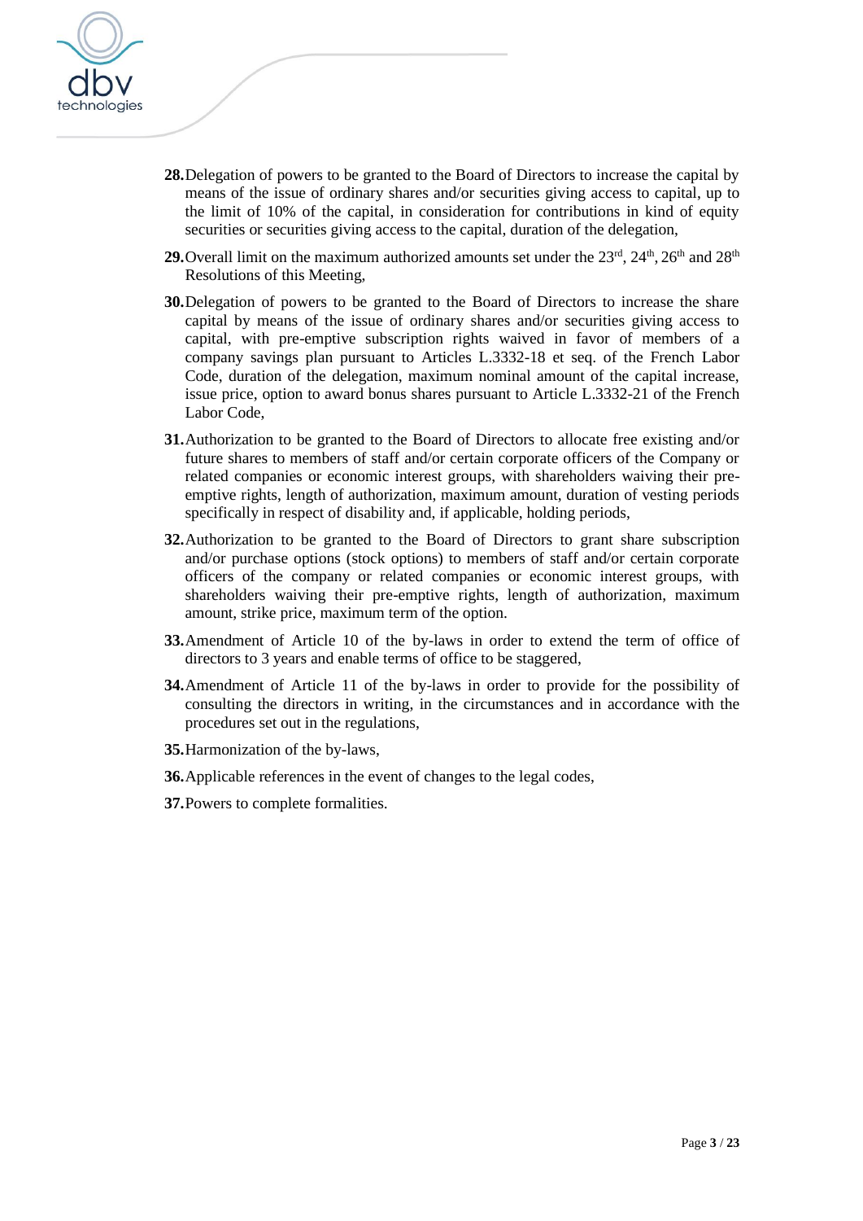28. Delegation of powers to be granted to the Board of Directors to increase the capital by means of the issue of ordinary shares and/or securities giving access to capital, up to the limit of 10% of the capital, in consideration for contributions in kind of equity securities or securities giving access to the capital, duration of the delegation,

29. Overall limit on the maximum authorized amounts set under the 23rd, 24th, 26th and 28th Resolutions of this Meeting,

30. Delegation of powers to be granted to the Board of Directors to increase the share capital by means of the issue of ordinary shares and/or securities giving access to capital, with pre-emptive subscription rights waived in favor of members of a company savings plan pursuant to Articles L.3332-18 et seq. of the French Labor Code, duration of the delegation, maximum nominal amount of the capital increase, issue price, option to award bonus shares pursuant to Article L.3332-21 of the French Labor Code,

31. Authorization to be granted to the Board of Directors to allocate free existing and/or future shares to members of staff and/or certain corporate officers of the Company or related companies or economic interest groups, with shareholders waiving their pre-emptive rights, length of authorization, maximum amount, duration of vesting periods specifically in respect of disability and, if applicable, holding periods,

32. Authorization to be granted to the Board of Directors to grant share subscription and/or purchase options (stock options) to members of staff and/or certain corporate officers of the company or related companies or economic interest groups, with shareholders waiving their pre-emptive rights, length of authorization, maximum amount, strike price, maximum term of the option.

33. Amendment of Article 10 of the by-laws in order to extend the term of office of directors to 3 years and enable terms of office to be staggered,

34. Amendment of Article 11 of the by-laws in order to provide for the possibility of consulting the directors in writing, in the circumstances and in accordance with the procedures set out in the regulations,

35. Harmonization of the by-laws,

36. Applicable references in the event of changes to the legal codes,

37. Powers to complete formalities.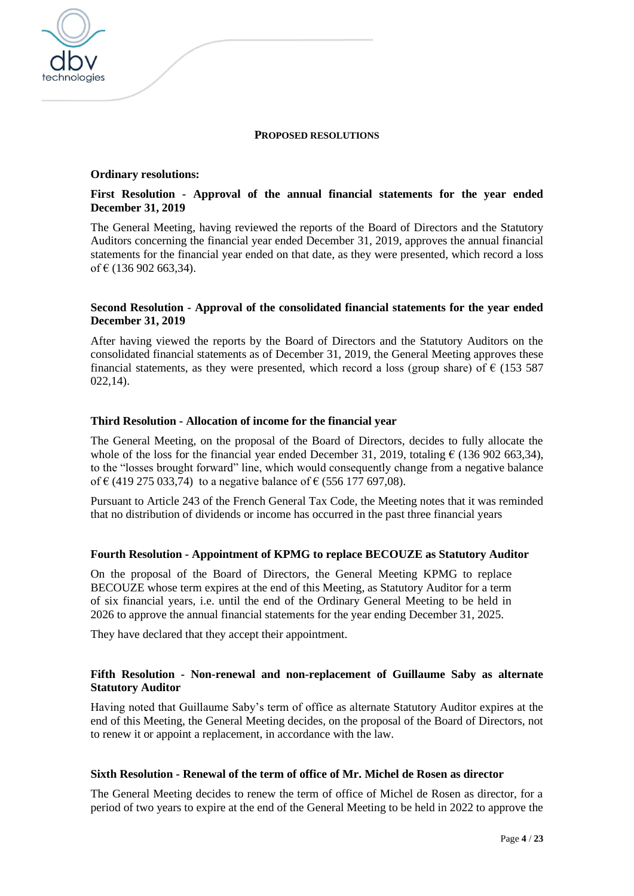**PROPOSED RESOLUTIONS**

**Ordinary resolutions:**

**First Resolution - Approval of the annual financial statements for the year ended December 31, 2019**

The General Meeting, having reviewed the reports of the Board of Directors and the Statutory Auditors concerning the financial year ended December 31, 2019, approves the annual financial statements for the financial year ended on that date, as they were presented, which record a loss of € (136 902 663,34).

**Second Resolution - Approval of the consolidated financial statements for the year ended December 31, 2019**

After having viewed the reports by the Board of Directors and the Statutory Auditors on the consolidated financial statements as of December 31, 2019, the General Meeting approves these financial statements, as they were presented, which record a loss (group share) of € (153 587 022,14).

**Third Resolution - Allocation of income for the financial year**

The General Meeting, on the proposal of the Board of Directors, decides to fully allocate the whole of the loss for the financial year ended December 31, 2019, totaling € (136 902 663,34), to the "losses brought forward" line, which would consequently change from a negative balance of € (419 275 033,74) to a negative balance of € (556 177 697,08).

Pursuant to Article 243 of the French General Tax Code, the Meeting notes that it was reminded that no distribution of dividends or income has occurred in the past three financial years

**Fourth Resolution - Appointment of KPMG to replace BECOUZE as Statutory Auditor**

On the proposal of the Board of Directors, the General Meeting KPMG to replace BECOUZE whose term expires at the end of this Meeting, as Statutory Auditor for a term of six financial years, i.e. until the end of the Ordinary General Meeting to be held in 2026 to approve the annual financial statements for the year ending December 31, 2025.

They have declared that they accept their appointment.

**Fifth Resolution - Non-renewal and non-replacement of Guillaume Saby as alternate Statutory Auditor**

Having noted that Guillaume Saby's term of office as alternate Statutory Auditor expires at the end of this Meeting, the General Meeting decides, on the proposal of the Board of Directors, not to renew it or appoint a replacement, in accordance with the law.

**Sixth Resolution - Renewal of the term of office of Mr. Michel de Rosen as director**

The General Meeting decides to renew the term of office of Michel de Rosen as director, for a period of two years to expire at the end of the General Meeting to be held in 2022 to approve the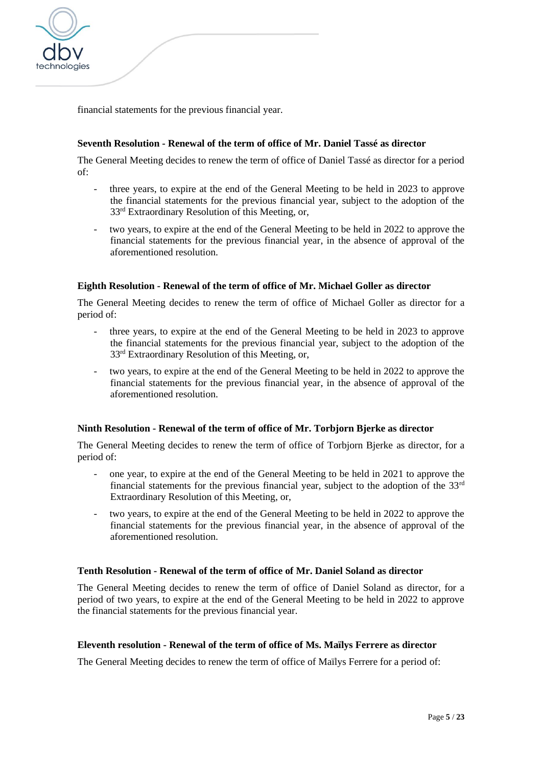financial statements for the previous financial year.

**Seventh Resolution - Renewal of the term of office of Mr. Daniel Tassé as director**

The General Meeting decides to renew the term of office of Daniel Tassé as director for a period of:

- three years, to expire at the end of the General Meeting to be held in 2023 to approve the financial statements for the previous financial year, subject to the adoption of the 33rd Extraordinary Resolution of this Meeting, or,
- two years, to expire at the end of the General Meeting to be held in 2022 to approve the financial statements for the previous financial year, in the absence of approval of the aforementioned resolution.

**Eighth Resolution - Renewal of the term of office of Mr. Michael Goller as director**

The General Meeting decides to renew the term of office of Michael Goller as director for a period of:

- three years, to expire at the end of the General Meeting to be held in 2023 to approve the financial statements for the previous financial year, subject to the adoption of the 33rd Extraordinary Resolution of this Meeting, or,
- two years, to expire at the end of the General Meeting to be held in 2022 to approve the financial statements for the previous financial year, in the absence of approval of the aforementioned resolution.

**Ninth Resolution - Renewal of the term of office of Mr. Torbjorn Bjerke as director**

The General Meeting decides to renew the term of office of Torbjorn Bjerke as director, for a period of:

- one year, to expire at the end of the General Meeting to be held in 2021 to approve the financial statements for the previous financial year, subject to the adoption of the 33rd Extraordinary Resolution of this Meeting, or,
- two years, to expire at the end of the General Meeting to be held in 2022 to approve the financial statements for the previous financial year, in the absence of approval of the aforementioned resolution.

**Tenth Resolution - Renewal of the term of office of Mr. Daniel Soland as director**

The General Meeting decides to renew the term of office of Daniel Soland as director, for a period of two years, to expire at the end of the General Meeting to be held in 2022 to approve the financial statements for the previous financial year.

**Eleventh resolution - Renewal of the term of office of Ms. Maïlys Ferrere as director**

The General Meeting decides to renew the term of office of Maïlys Ferrere for a period of: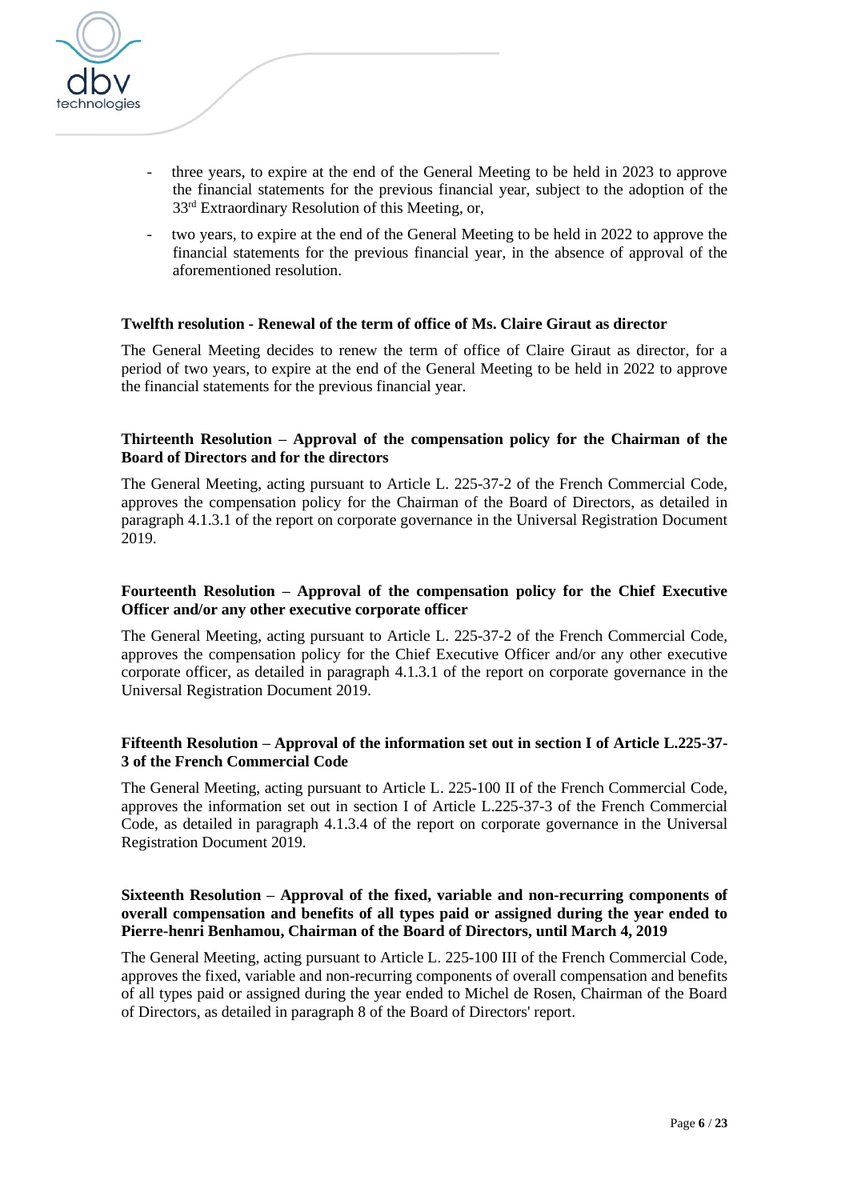- three years, to expire at the end of the General Meeting to be held in 2023 to approve the financial statements for the previous financial year, subject to the adoption of the 33rd Extraordinary Resolution of this Meeting, or,
- two years, to expire at the end of the General Meeting to be held in 2022 to approve the financial statements for the previous financial year, in the absence of approval of the aforementioned resolution.

**Twelfth resolution - Renewal of the term of office of Ms. Claire Giraut as director**

The General Meeting decides to renew the term of office of Claire Giraut as director, for a period of two years, to expire at the end of the General Meeting to be held in 2022 to approve the financial statements for the previous financial year.

**Thirteenth Resolution – Approval of the compensation policy for the Chairman of the Board of Directors and for the directors**

The General Meeting, acting pursuant to Article L. 225-37-2 of the French Commercial Code, approves the compensation policy for the Chairman of the Board of Directors, as detailed in paragraph 4.1.3.1 of the report on corporate governance in the Universal Registration Document 2019.

**Fourteenth Resolution – Approval of the compensation policy for the Chief Executive Officer and/or any other executive corporate officer**

The General Meeting, acting pursuant to Article L. 225-37-2 of the French Commercial Code, approves the compensation policy for the Chief Executive Officer and/or any other executive corporate officer, as detailed in paragraph 4.1.3.1 of the report on corporate governance in the Universal Registration Document 2019.

**Fifteenth Resolution – Approval of the information set out in section I of Article L.225-37-3 of the French Commercial Code**

The General Meeting, acting pursuant to Article L. 225-100 II of the French Commercial Code, approves the information set out in section I of Article L.225-37-3 of the French Commercial Code, as detailed in paragraph 4.1.3.4 of the report on corporate governance in the Universal Registration Document 2019.

**Sixteenth Resolution – Approval of the fixed, variable and non-recurring components of overall compensation and benefits of all types paid or assigned during the year ended to Pierre-henri Benhamou, Chairman of the Board of Directors, until March 4, 2019**

The General Meeting, acting pursuant to Article L. 225-100 III of the French Commercial Code, approves the fixed, variable and non-recurring components of overall compensation and benefits of all types paid or assigned during the year ended to Michel de Rosen, Chairman of the Board of Directors, as detailed in paragraph 8 of the Board of Directors' report.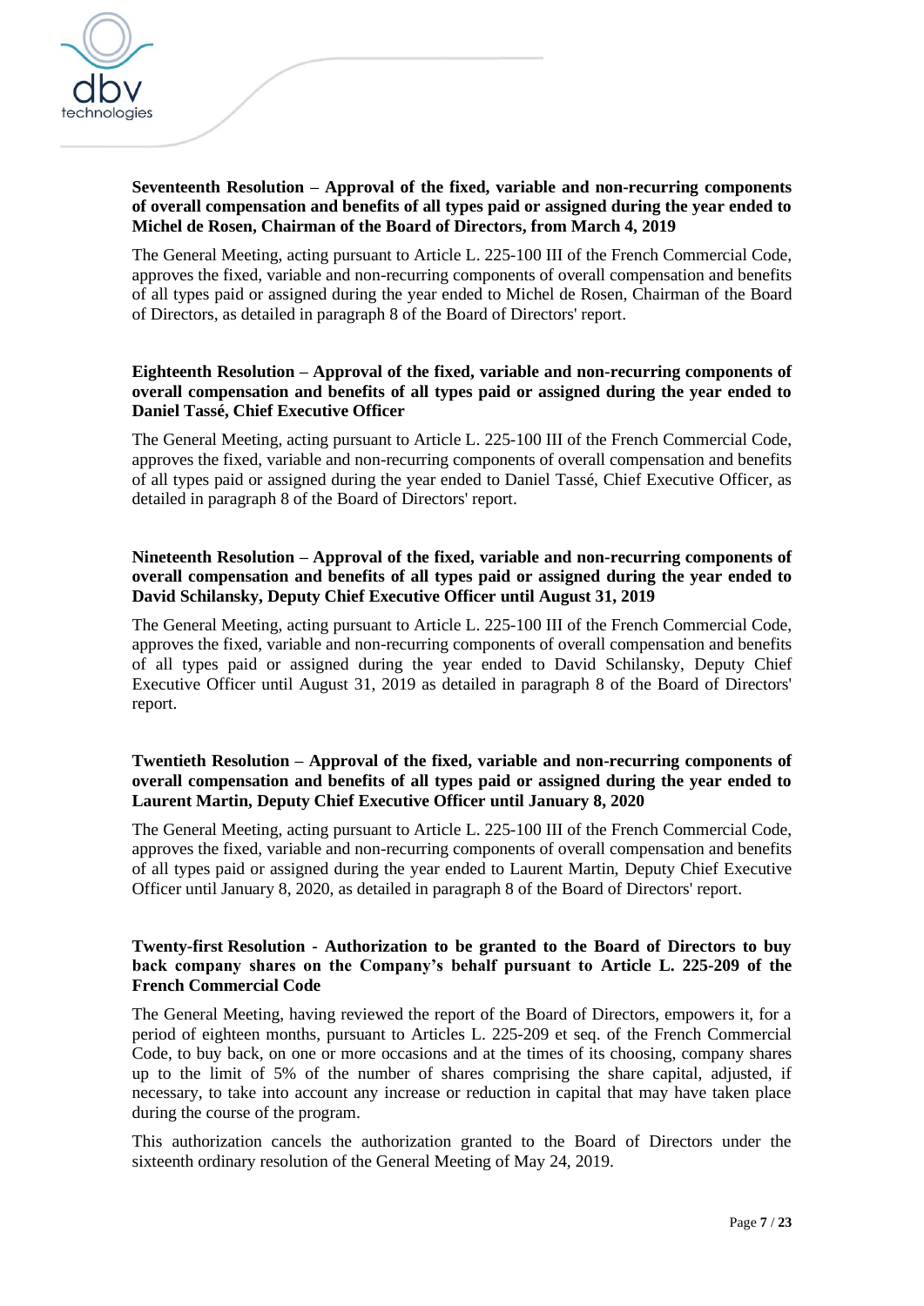**Seventeenth Resolution – Approval of the fixed, variable and non-recurring components of overall compensation and benefits of all types paid or assigned during the year ended to Michel de Rosen, Chairman of the Board of Directors, from March 4, 2019**

The General Meeting, acting pursuant to Article L. 225-100 III of the French Commercial Code, approves the fixed, variable and non-recurring components of overall compensation and benefits of all types paid or assigned during the year ended to Michel de Rosen, Chairman of the Board of Directors, as detailed in paragraph 8 of the Board of Directors' report.

**Eighteenth Resolution – Approval of the fixed, variable and non-recurring components of overall compensation and benefits of all types paid or assigned during the year ended to Daniel Tassé, Chief Executive Officer**

The General Meeting, acting pursuant to Article L. 225-100 III of the French Commercial Code, approves the fixed, variable and non-recurring components of overall compensation and benefits of all types paid or assigned during the year ended to Daniel Tassé, Chief Executive Officer, as detailed in paragraph 8 of the Board of Directors' report.

**Nineteenth Resolution – Approval of the fixed, variable and non-recurring components of overall compensation and benefits of all types paid or assigned during the year ended to David Schilansky, Deputy Chief Executive Officer until August 31, 2019**

The General Meeting, acting pursuant to Article L. 225-100 III of the French Commercial Code, approves the fixed, variable and non-recurring components of overall compensation and benefits of all types paid or assigned during the year ended to David Schilansky, Deputy Chief Executive Officer until August 31, 2019 as detailed in paragraph 8 of the Board of Directors' report.

**Twentieth Resolution – Approval of the fixed, variable and non-recurring components of overall compensation and benefits of all types paid or assigned during the year ended to Laurent Martin, Deputy Chief Executive Officer until January 8, 2020**

The General Meeting, acting pursuant to Article L. 225-100 III of the French Commercial Code, approves the fixed, variable and non-recurring components of overall compensation and benefits of all types paid or assigned during the year ended to Laurent Martin, Deputy Chief Executive Officer until January 8, 2020, as detailed in paragraph 8 of the Board of Directors' report.

**Twenty-first Resolution - Authorization to be granted to the Board of Directors to buy back company shares on the Company's behalf pursuant to Article L. 225-209 of the French Commercial Code**

The General Meeting, having reviewed the report of the Board of Directors, empowers it, for a period of eighteen months, pursuant to Articles L. 225-209 et seq. of the French Commercial Code, to buy back, on one or more occasions and at the times of its choosing, company shares up to the limit of 5% of the number of shares comprising the share capital, adjusted, if necessary, to take into account any increase or reduction in capital that may have taken place during the course of the program.

This authorization cancels the authorization granted to the Board of Directors under the sixteenth ordinary resolution of the General Meeting of May 24, 2019.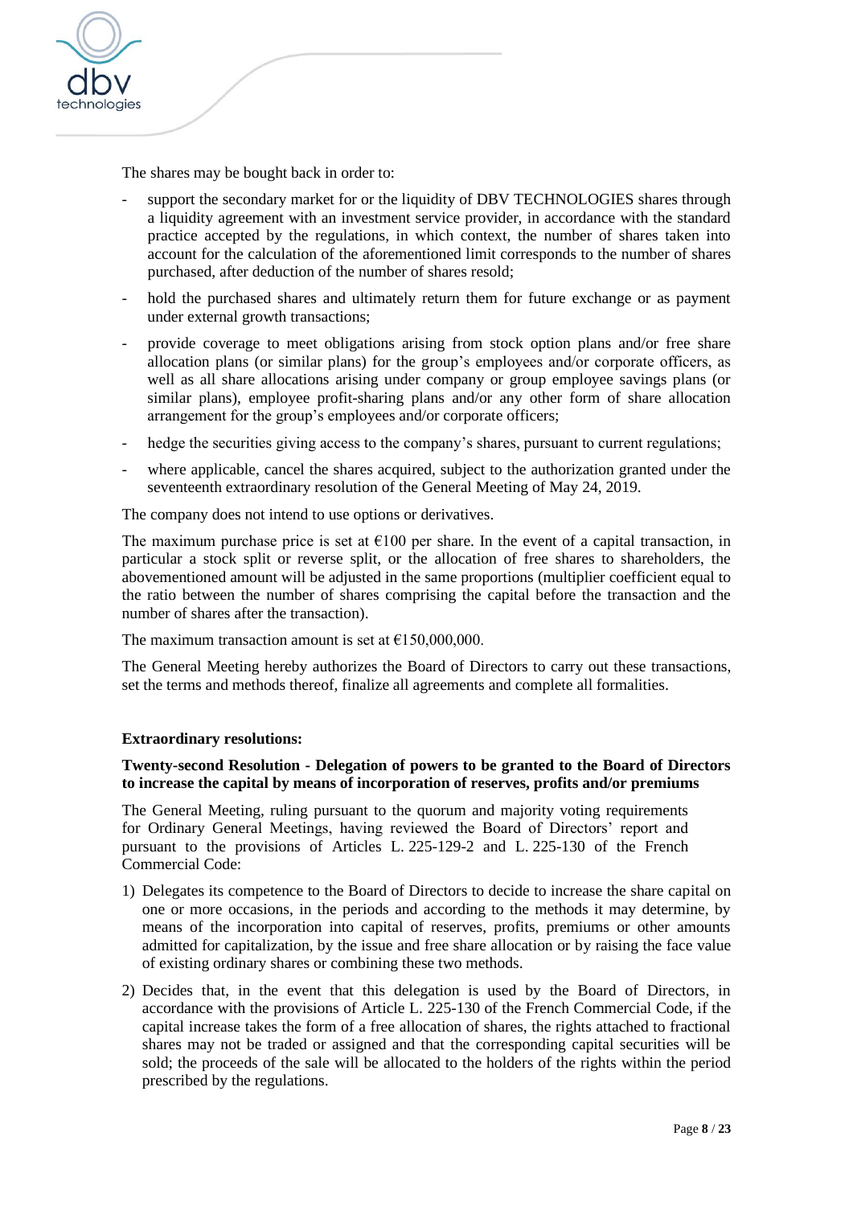The shares may be bought back in order to:

- support the secondary market for or the liquidity of DBV TECHNOLOGIES shares through a liquidity agreement with an investment service provider, in accordance with the standard practice accepted by the regulations, in which context, the number of shares taken into account for the calculation of the aforementioned limit corresponds to the number of shares purchased, after deduction of the number of shares resold;
- hold the purchased shares and ultimately return them for future exchange or as payment under external growth transactions;
- provide coverage to meet obligations arising from stock option plans and/or free share allocation plans (or similar plans) for the group's employees and/or corporate officers, as well as all share allocations arising under company or group employee savings plans (or similar plans), employee profit-sharing plans and/or any other form of share allocation arrangement for the group's employees and/or corporate officers;
- hedge the securities giving access to the company's shares, pursuant to current regulations;
- where applicable, cancel the shares acquired, subject to the authorization granted under the seventeenth extraordinary resolution of the General Meeting of May 24, 2019.

The company does not intend to use options or derivatives.

The maximum purchase price is set at €100 per share. In the event of a capital transaction, in particular a stock split or reverse split, or the allocation of free shares to shareholders, the abovementioned amount will be adjusted in the same proportions (multiplier coefficient equal to the ratio between the number of shares comprising the capital before the transaction and the number of shares after the transaction).

The maximum transaction amount is set at €150,000,000.

The General Meeting hereby authorizes the Board of Directors to carry out these transactions, set the terms and methods thereof, finalize all agreements and complete all formalities.

**Extraordinary resolutions:**

**Twenty-second Resolution - Delegation of powers to be granted to the Board of Directors to increase the capital by means of incorporation of reserves, profits and/or premiums**

The General Meeting, ruling pursuant to the quorum and majority voting requirements for Ordinary General Meetings, having reviewed the Board of Directors' report and pursuant to the provisions of Articles L. 225-129-2 and L. 225-130 of the French Commercial Code:

1) Delegates its competence to the Board of Directors to decide to increase the share capital on one or more occasions, in the periods and according to the methods it may determine, by means of the incorporation into capital of reserves, profits, premiums or other amounts admitted for capitalization, by the issue and free share allocation or by raising the face value of existing ordinary shares or combining these two methods.
2) Decides that, in the event that this delegation is used by the Board of Directors, in accordance with the provisions of Article L. 225-130 of the French Commercial Code, if the capital increase takes the form of a free allocation of shares, the rights attached to fractional shares may not be traded or assigned and that the corresponding capital securities will be sold; the proceeds of the sale will be allocated to the holders of the rights within the period prescribed by the regulations.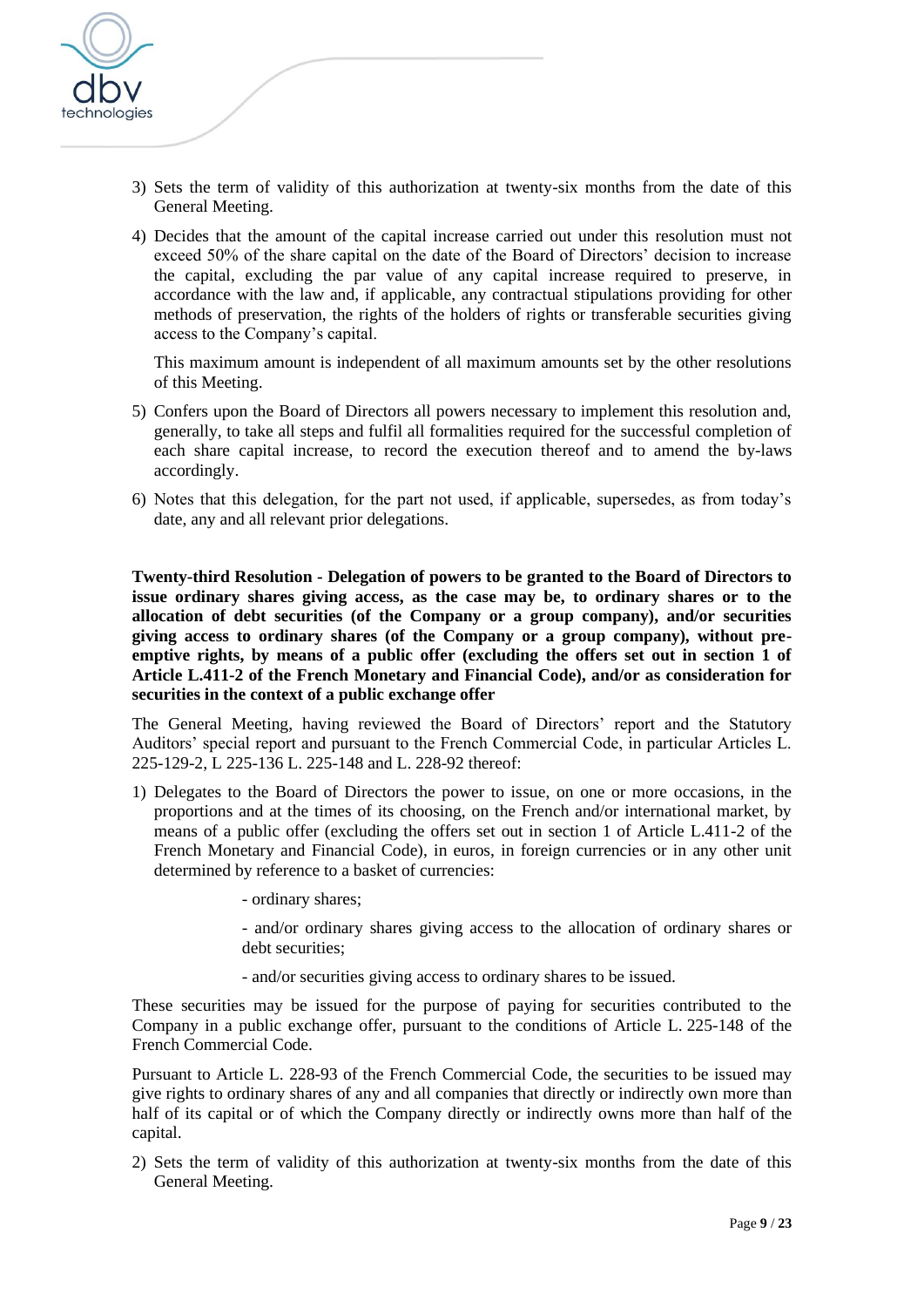3) Sets the term of validity of this authorization at twenty-six months from the date of this General Meeting.

4) Decides that the amount of the capital increase carried out under this resolution must not exceed 50% of the share capital on the date of the Board of Directors' decision to increase the capital, excluding the par value of any capital increase required to preserve, in accordance with the law and, if applicable, any contractual stipulations providing for other methods of preservation, the rights of the holders of rights or transferable securities giving access to the Company's capital.

   This maximum amount is independent of all maximum amounts set by the other resolutions of this Meeting.

5) Confers upon the Board of Directors all powers necessary to implement this resolution and, generally, to take all steps and fulfil all formalities required for the successful completion of each share capital increase, to record the execution thereof and to amend the by-laws accordingly.

6) Notes that this delegation, for the part not used, if applicable, supersedes, as from today's date, any and all relevant prior delegations.

**Twenty-third Resolution - Delegation of powers to be granted to the Board of Directors to issue ordinary shares giving access, as the case may be, to ordinary shares or to the allocation of debt securities (of the Company or a group company), and/or securities giving access to ordinary shares (of the Company or a group company), without pre-emptive rights, by means of a public offer (excluding the offers set out in section 1 of Article L.411-2 of the French Monetary and Financial Code), and/or as consideration for securities in the context of a public exchange offer**

The General Meeting, having reviewed the Board of Directors' report and the Statutory Auditors' special report and pursuant to the French Commercial Code, in particular Articles L. 225-129-2, L 225-136 L. 225-148 and L. 228-92 thereof:

1) Delegates to the Board of Directors the power to issue, on one or more occasions, in the proportions and at the times of its choosing, on the French and/or international market, by means of a public offer (excluding the offers set out in section 1 of Article L.411-2 of the French Monetary and Financial Code), in euros, in foreign currencies or in any other unit determined by reference to a basket of currencies:

   - ordinary shares;

   - and/or ordinary shares giving access to the allocation of ordinary shares or debt securities;

   - and/or securities giving access to ordinary shares to be issued.

These securities may be issued for the purpose of paying for securities contributed to the Company in a public exchange offer, pursuant to the conditions of Article L. 225-148 of the French Commercial Code.

Pursuant to Article L. 228-93 of the French Commercial Code, the securities to be issued may give rights to ordinary shares of any and all companies that directly or indirectly own more than half of its capital or of which the Company directly or indirectly owns more than half of the capital.

2) Sets the term of validity of this authorization at twenty-six months from the date of this General Meeting.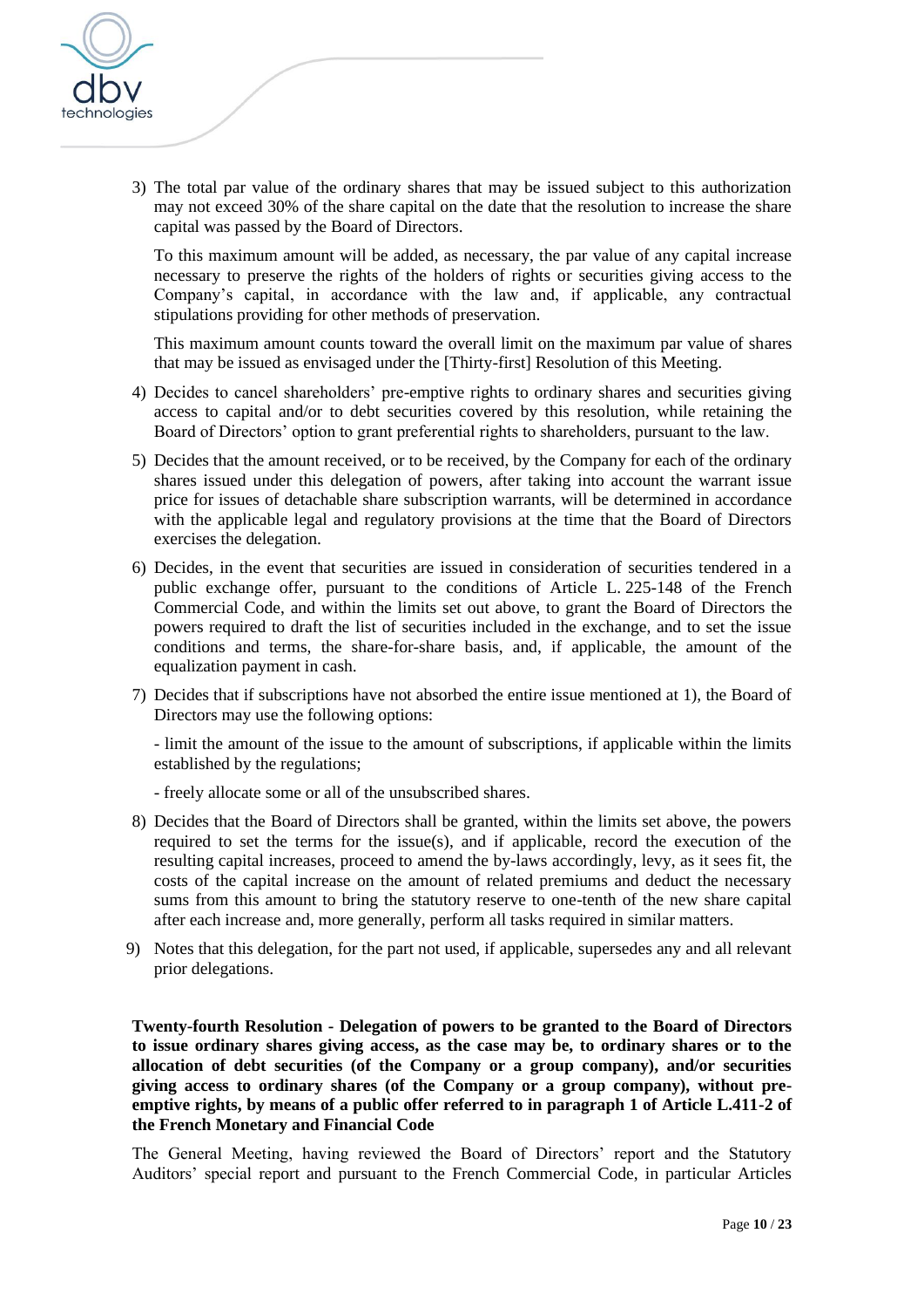3) The total par value of the ordinary shares that may be issued subject to this authorization may not exceed 30% of the share capital on the date that the resolution to increase the share capital was passed by the Board of Directors.

   To this maximum amount will be added, as necessary, the par value of any capital increase necessary to preserve the rights of the holders of rights or securities giving access to the Company's capital, in accordance with the law and, if applicable, any contractual stipulations providing for other methods of preservation.

   This maximum amount counts toward the overall limit on the maximum par value of shares that may be issued as envisaged under the [Thirty-first] Resolution of this Meeting.

4) Decides to cancel shareholders' pre-emptive rights to ordinary shares and securities giving access to capital and/or to debt securities covered by this resolution, while retaining the Board of Directors' option to grant preferential rights to shareholders, pursuant to the law.

5) Decides that the amount received, or to be received, by the Company for each of the ordinary shares issued under this delegation of powers, after taking into account the warrant issue price for issues of detachable share subscription warrants, will be determined in accordance with the applicable legal and regulatory provisions at the time that the Board of Directors exercises the delegation.

6) Decides, in the event that securities are issued in consideration of securities tendered in a public exchange offer, pursuant to the conditions of Article L. 225-148 of the French Commercial Code, and within the limits set out above, to grant the Board of Directors the powers required to draft the list of securities included in the exchange, and to set the issue conditions and terms, the share-for-share basis, and, if applicable, the amount of the equalization payment in cash.

7) Decides that if subscriptions have not absorbed the entire issue mentioned at 1), the Board of Directors may use the following options:

   - limit the amount of the issue to the amount of subscriptions, if applicable within the limits established by the regulations;

   - freely allocate some or all of the unsubscribed shares.

8) Decides that the Board of Directors shall be granted, within the limits set above, the powers required to set the terms for the issue(s), and if applicable, record the execution of the resulting capital increases, proceed to amend the by-laws accordingly, levy, as it sees fit, the costs of the capital increase on the amount of related premiums and deduct the necessary sums from this amount to bring the statutory reserve to one-tenth of the new share capital after each increase and, more generally, perform all tasks required in similar matters.

9) Notes that this delegation, for the part not used, if applicable, supersedes any and all relevant prior delegations.

**Twenty-fourth Resolution - Delegation of powers to be granted to the Board of Directors to issue ordinary shares giving access, as the case may be, to ordinary shares or to the allocation of debt securities (of the Company or a group company), and/or securities giving access to ordinary shares (of the Company or a group company), without pre-emptive rights, by means of a public offer referred to in paragraph 1 of Article L.411-2 of the French Monetary and Financial Code**

The General Meeting, having reviewed the Board of Directors' report and the Statutory Auditors' special report and pursuant to the French Commercial Code, in particular Articles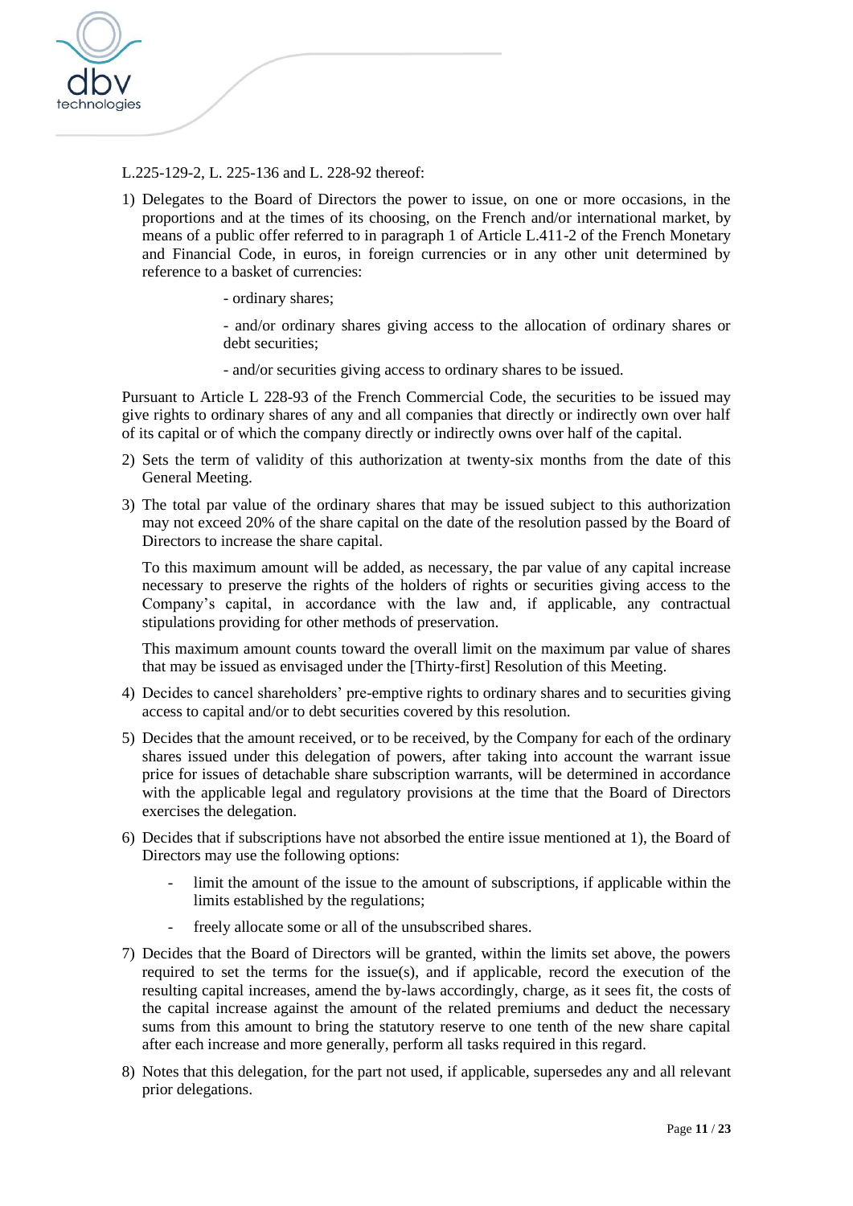L.225-129-2, L. 225-136 and L. 228-92 thereof:

1) Delegates to the Board of Directors the power to issue, on one or more occasions, in the proportions and at the times of its choosing, on the French and/or international market, by means of a public offer referred to in paragraph 1 of Article L.411-2 of the French Monetary and Financial Code, in euros, in foreign currencies or in any other unit determined by reference to a basket of currencies:

   - ordinary shares;

   - and/or ordinary shares giving access to the allocation of ordinary shares or debt securities;

   - and/or securities giving access to ordinary shares to be issued.

Pursuant to Article L 228-93 of the French Commercial Code, the securities to be issued may give rights to ordinary shares of any and all companies that directly or indirectly own over half of its capital or of which the company directly or indirectly owns over half of the capital.

2) Sets the term of validity of this authorization at twenty-six months from the date of this General Meeting.

3) The total par value of the ordinary shares that may be issued subject to this authorization may not exceed 20% of the share capital on the date of the resolution passed by the Board of Directors to increase the share capital.

   To this maximum amount will be added, as necessary, the par value of any capital increase necessary to preserve the rights of the holders of rights or securities giving access to the Company's capital, in accordance with the law and, if applicable, any contractual stipulations providing for other methods of preservation.

   This maximum amount counts toward the overall limit on the maximum par value of shares that may be issued as envisaged under the [Thirty-first] Resolution of this Meeting.

4) Decides to cancel shareholders' pre-emptive rights to ordinary shares and to securities giving access to capital and/or to debt securities covered by this resolution.

5) Decides that the amount received, or to be received, by the Company for each of the ordinary shares issued under this delegation of powers, after taking into account the warrant issue price for issues of detachable share subscription warrants, will be determined in accordance with the applicable legal and regulatory provisions at the time that the Board of Directors exercises the delegation.

6) Decides that if subscriptions have not absorbed the entire issue mentioned at 1), the Board of Directors may use the following options:

   - limit the amount of the issue to the amount of subscriptions, if applicable within the limits established by the regulations;
   - freely allocate some or all of the unsubscribed shares.

7) Decides that the Board of Directors will be granted, within the limits set above, the powers required to set the terms for the issue(s), and if applicable, record the execution of the resulting capital increases, amend the by-laws accordingly, charge, as it sees fit, the costs of the capital increase against the amount of the related premiums and deduct the necessary sums from this amount to bring the statutory reserve to one tenth of the new share capital after each increase and more generally, perform all tasks required in this regard.

8) Notes that this delegation, for the part not used, if applicable, supersedes any and all relevant prior delegations.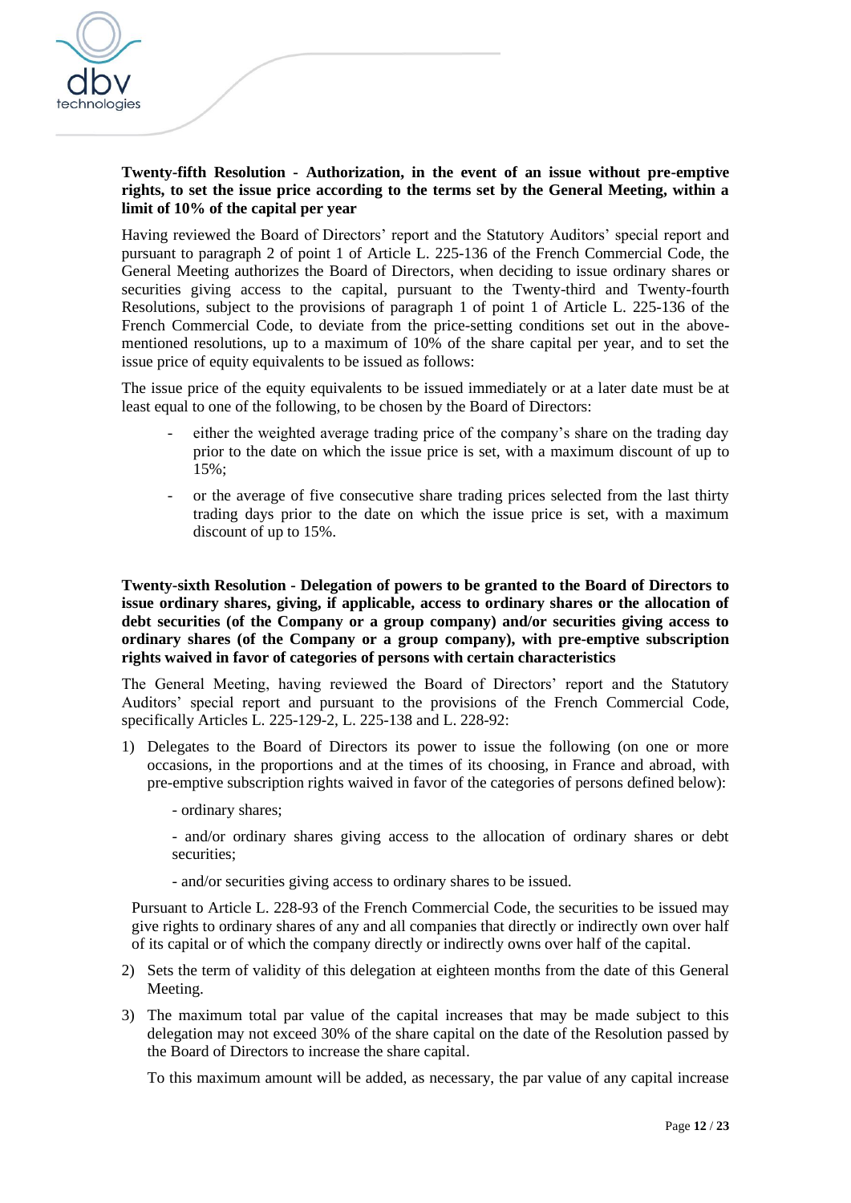**Twenty-fifth Resolution - Authorization, in the event of an issue without pre-emptive rights, to set the issue price according to the terms set by the General Meeting, within a limit of 10% of the capital per year**

Having reviewed the Board of Directors' report and the Statutory Auditors' special report and pursuant to paragraph 2 of point 1 of Article L. 225-136 of the French Commercial Code, the General Meeting authorizes the Board of Directors, when deciding to issue ordinary shares or securities giving access to the capital, pursuant to the Twenty-third and Twenty-fourth Resolutions, subject to the provisions of paragraph 1 of point 1 of Article L. 225-136 of the French Commercial Code, to deviate from the price-setting conditions set out in the above-mentioned resolutions, up to a maximum of 10% of the share capital per year, and to set the issue price of equity equivalents to be issued as follows:

The issue price of the equity equivalents to be issued immediately or at a later date must be at least equal to one of the following, to be chosen by the Board of Directors:

- either the weighted average trading price of the company's share on the trading day prior to the date on which the issue price is set, with a maximum discount of up to 15%;
- or the average of five consecutive share trading prices selected from the last thirty trading days prior to the date on which the issue price is set, with a maximum discount of up to 15%.

**Twenty-sixth Resolution - Delegation of powers to be granted to the Board of Directors to issue ordinary shares, giving, if applicable, access to ordinary shares or the allocation of debt securities (of the Company or a group company) and/or securities giving access to ordinary shares (of the Company or a group company), with pre-emptive subscription rights waived in favor of categories of persons with certain characteristics**

The General Meeting, having reviewed the Board of Directors' report and the Statutory Auditors' special report and pursuant to the provisions of the French Commercial Code, specifically Articles L. 225-129-2, L. 225-138 and L. 228-92:

1) Delegates to the Board of Directors its power to issue the following (on one or more occasions, in the proportions and at the times of its choosing, in France and abroad, with pre-emptive subscription rights waived in favor of the categories of persons defined below):

   - ordinary shares;

   - and/or ordinary shares giving access to the allocation of ordinary shares or debt securities;

   - and/or securities giving access to ordinary shares to be issued.

   Pursuant to Article L. 228-93 of the French Commercial Code, the securities to be issued may give rights to ordinary shares of any and all companies that directly or indirectly own over half of its capital or of which the company directly or indirectly owns over half of the capital.

2) Sets the term of validity of this delegation at eighteen months from the date of this General Meeting.

3) The maximum total par value of the capital increases that may be made subject to this delegation may not exceed 30% of the share capital on the date of the Resolution passed by the Board of Directors to increase the share capital.

   To this maximum amount will be added, as necessary, the par value of any capital increase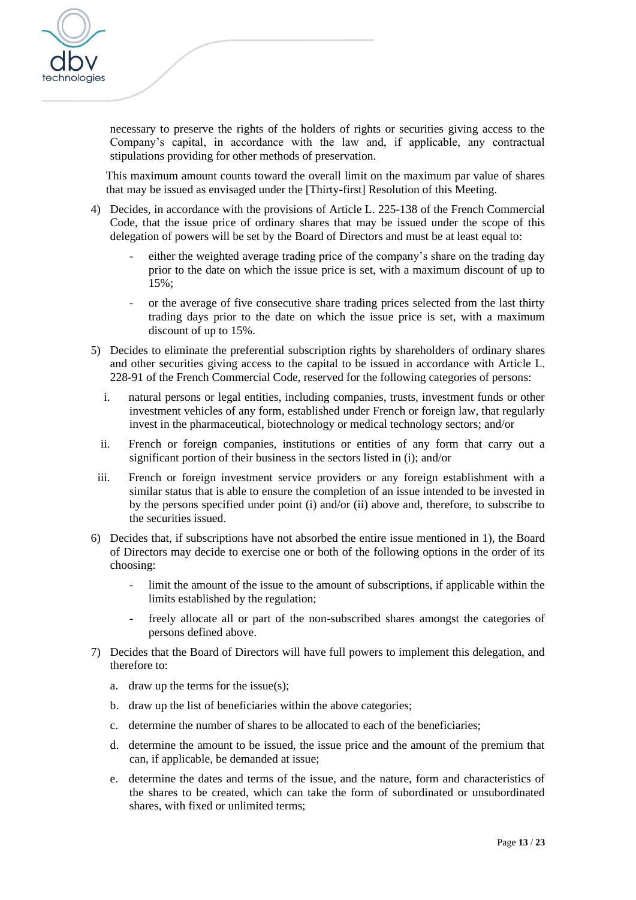necessary to preserve the rights of the holders of rights or securities giving access to the Company's capital, in accordance with the law and, if applicable, any contractual stipulations providing for other methods of preservation.

This maximum amount counts toward the overall limit on the maximum par value of shares that may be issued as envisaged under the [Thirty-first] Resolution of this Meeting.

4) Decides, in accordance with the provisions of Article L. 225-138 of the French Commercial Code, that the issue price of ordinary shares that may be issued under the scope of this delegation of powers will be set by the Board of Directors and must be at least equal to:

   - either the weighted average trading price of the company's share on the trading day prior to the date on which the issue price is set, with a maximum discount of up to 15%;

   - or the average of five consecutive share trading prices selected from the last thirty trading days prior to the date on which the issue price is set, with a maximum discount of up to 15%.

5) Decides to eliminate the preferential subscription rights by shareholders of ordinary shares and other securities giving access to the capital to be issued in accordance with Article L. 228-91 of the French Commercial Code, reserved for the following categories of persons:

   i. natural persons or legal entities, including companies, trusts, investment funds or other investment vehicles of any form, established under French or foreign law, that regularly invest in the pharmaceutical, biotechnology or medical technology sectors; and/or

   ii. French or foreign companies, institutions or entities of any form that carry out a significant portion of their business in the sectors listed in (i); and/or

   iii. French or foreign investment service providers or any foreign establishment with a similar status that is able to ensure the completion of an issue intended to be invested in by the persons specified under point (i) and/or (ii) above and, therefore, to subscribe to the securities issued.

6) Decides that, if subscriptions have not absorbed the entire issue mentioned in 1), the Board of Directors may decide to exercise one or both of the following options in the order of its choosing:

   - limit the amount of the issue to the amount of subscriptions, if applicable within the limits established by the regulation;

   - freely allocate all or part of the non-subscribed shares amongst the categories of persons defined above.

7) Decides that the Board of Directors will have full powers to implement this delegation, and therefore to:

   a. draw up the terms for the issue(s);

   b. draw up the list of beneficiaries within the above categories;

   c. determine the number of shares to be allocated to each of the beneficiaries;

   d. determine the amount to be issued, the issue price and the amount of the premium that can, if applicable, be demanded at issue;

   e. determine the dates and terms of the issue, and the nature, form and characteristics of the shares to be created, which can take the form of subordinated or unsubordinated shares, with fixed or unlimited terms;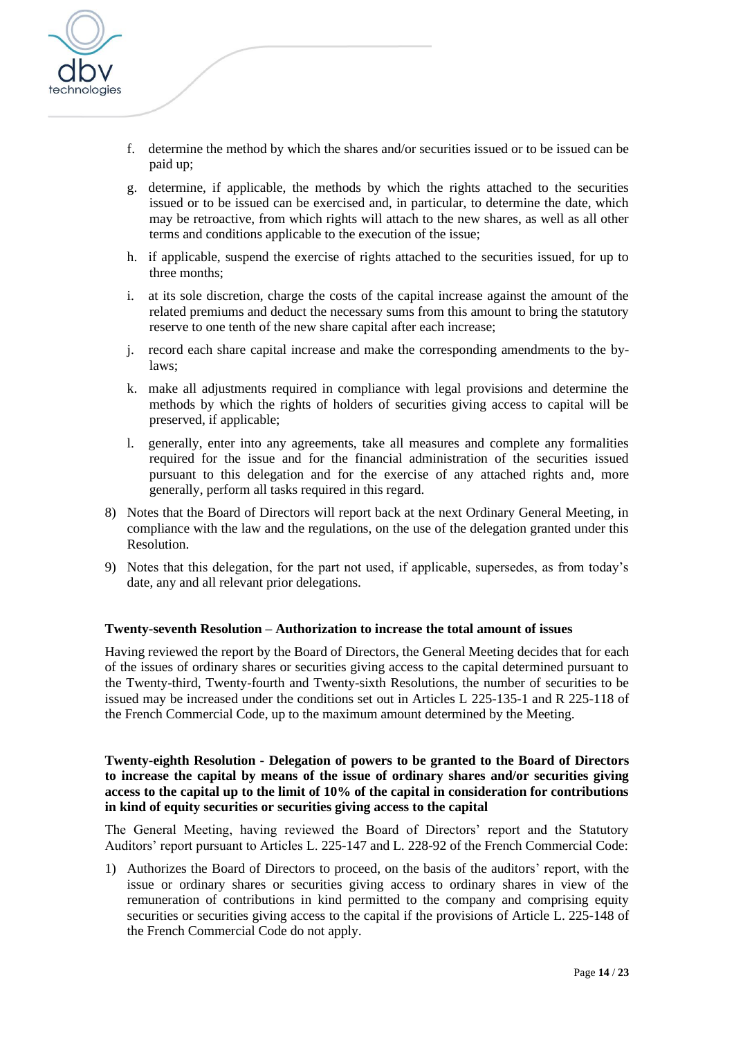f. determine the method by which the shares and/or securities issued or to be issued can be paid up;

g. determine, if applicable, the methods by which the rights attached to the securities issued or to be issued can be exercised and, in particular, to determine the date, which may be retroactive, from which rights will attach to the new shares, as well as all other terms and conditions applicable to the execution of the issue;

h. if applicable, suspend the exercise of rights attached to the securities issued, for up to three months;

i. at its sole discretion, charge the costs of the capital increase against the amount of the related premiums and deduct the necessary sums from this amount to bring the statutory reserve to one tenth of the new share capital after each increase;

j. record each share capital increase and make the corresponding amendments to the by-laws;

k. make all adjustments required in compliance with legal provisions and determine the methods by which the rights of holders of securities giving access to capital will be preserved, if applicable;

l. generally, enter into any agreements, take all measures and complete any formalities required for the issue and for the financial administration of the securities issued pursuant to this delegation and for the exercise of any attached rights and, more generally, perform all tasks required in this regard.

8) Notes that the Board of Directors will report back at the next Ordinary General Meeting, in compliance with the law and the regulations, on the use of the delegation granted under this Resolution.

9) Notes that this delegation, for the part not used, if applicable, supersedes, as from today's date, any and all relevant prior delegations.

**Twenty-seventh Resolution – Authorization to increase the total amount of issues**

Having reviewed the report by the Board of Directors, the General Meeting decides that for each of the issues of ordinary shares or securities giving access to the capital determined pursuant to the Twenty-third, Twenty-fourth and Twenty-sixth Resolutions, the number of securities to be issued may be increased under the conditions set out in Articles L 225-135-1 and R 225-118 of the French Commercial Code, up to the maximum amount determined by the Meeting.

**Twenty-eighth Resolution - Delegation of powers to be granted to the Board of Directors to increase the capital by means of the issue of ordinary shares and/or securities giving access to the capital up to the limit of 10% of the capital in consideration for contributions in kind of equity securities or securities giving access to the capital**

The General Meeting, having reviewed the Board of Directors' report and the Statutory Auditors' report pursuant to Articles L. 225-147 and L. 228-92 of the French Commercial Code:

1) Authorizes the Board of Directors to proceed, on the basis of the auditors' report, with the issue or ordinary shares or securities giving access to ordinary shares in view of the remuneration of contributions in kind permitted to the company and comprising equity securities or securities giving access to the capital if the provisions of Article L. 225-148 of the French Commercial Code do not apply.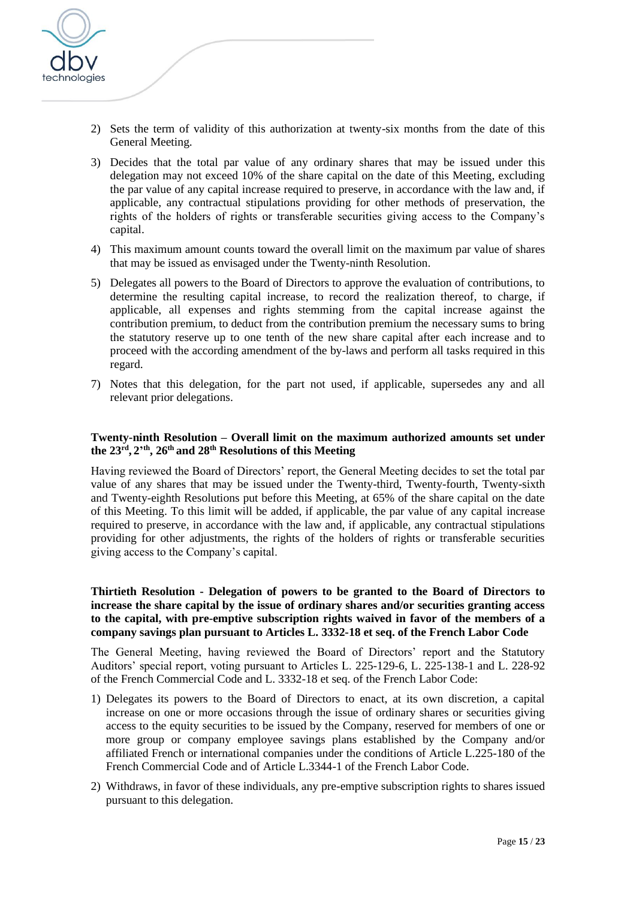2) Sets the term of validity of this authorization at twenty-six months from the date of this General Meeting.

3) Decides that the total par value of any ordinary shares that may be issued under this delegation may not exceed 10% of the share capital on the date of this Meeting, excluding the par value of any capital increase required to preserve, in accordance with the law and, if applicable, any contractual stipulations providing for other methods of preservation, the rights of the holders of rights or transferable securities giving access to the Company's capital.

4) This maximum amount counts toward the overall limit on the maximum par value of shares that may be issued as envisaged under the Twenty-ninth Resolution.

5) Delegates all powers to the Board of Directors to approve the evaluation of contributions, to determine the resulting capital increase, to record the realization thereof, to charge, if applicable, all expenses and rights stemming from the capital increase against the contribution premium, to deduct from the contribution premium the necessary sums to bring the statutory reserve up to one tenth of the new share capital after each increase and to proceed with the according amendment of the by-laws and perform all tasks required in this regard.

7) Notes that this delegation, for the part not used, if applicable, supersedes any and all relevant prior delegations.

**Twenty-ninth Resolution – Overall limit on the maximum authorized amounts set under the 23rd, 2'th, 26th and 28th Resolutions of this Meeting**

Having reviewed the Board of Directors' report, the General Meeting decides to set the total par value of any shares that may be issued under the Twenty-third, Twenty-fourth, Twenty-sixth and Twenty-eighth Resolutions put before this Meeting, at 65% of the share capital on the date of this Meeting. To this limit will be added, if applicable, the par value of any capital increase required to preserve, in accordance with the law and, if applicable, any contractual stipulations providing for other adjustments, the rights of the holders of rights or transferable securities giving access to the Company's capital.

**Thirtieth Resolution - Delegation of powers to be granted to the Board of Directors to increase the share capital by the issue of ordinary shares and/or securities granting access to the capital, with pre-emptive subscription rights waived in favor of the members of a company savings plan pursuant to Articles L. 3332-18 et seq. of the French Labor Code**

The General Meeting, having reviewed the Board of Directors' report and the Statutory Auditors' special report, voting pursuant to Articles L. 225-129-6, L. 225-138-1 and L. 228-92 of the French Commercial Code and L. 3332-18 et seq. of the French Labor Code:

1) Delegates its powers to the Board of Directors to enact, at its own discretion, a capital increase on one or more occasions through the issue of ordinary shares or securities giving access to the equity securities to be issued by the Company, reserved for members of one or more group or company employee savings plans established by the Company and/or affiliated French or international companies under the conditions of Article L.225-180 of the French Commercial Code and of Article L.3344-1 of the French Labor Code.

2) Withdraws, in favor of these individuals, any pre-emptive subscription rights to shares issued pursuant to this delegation.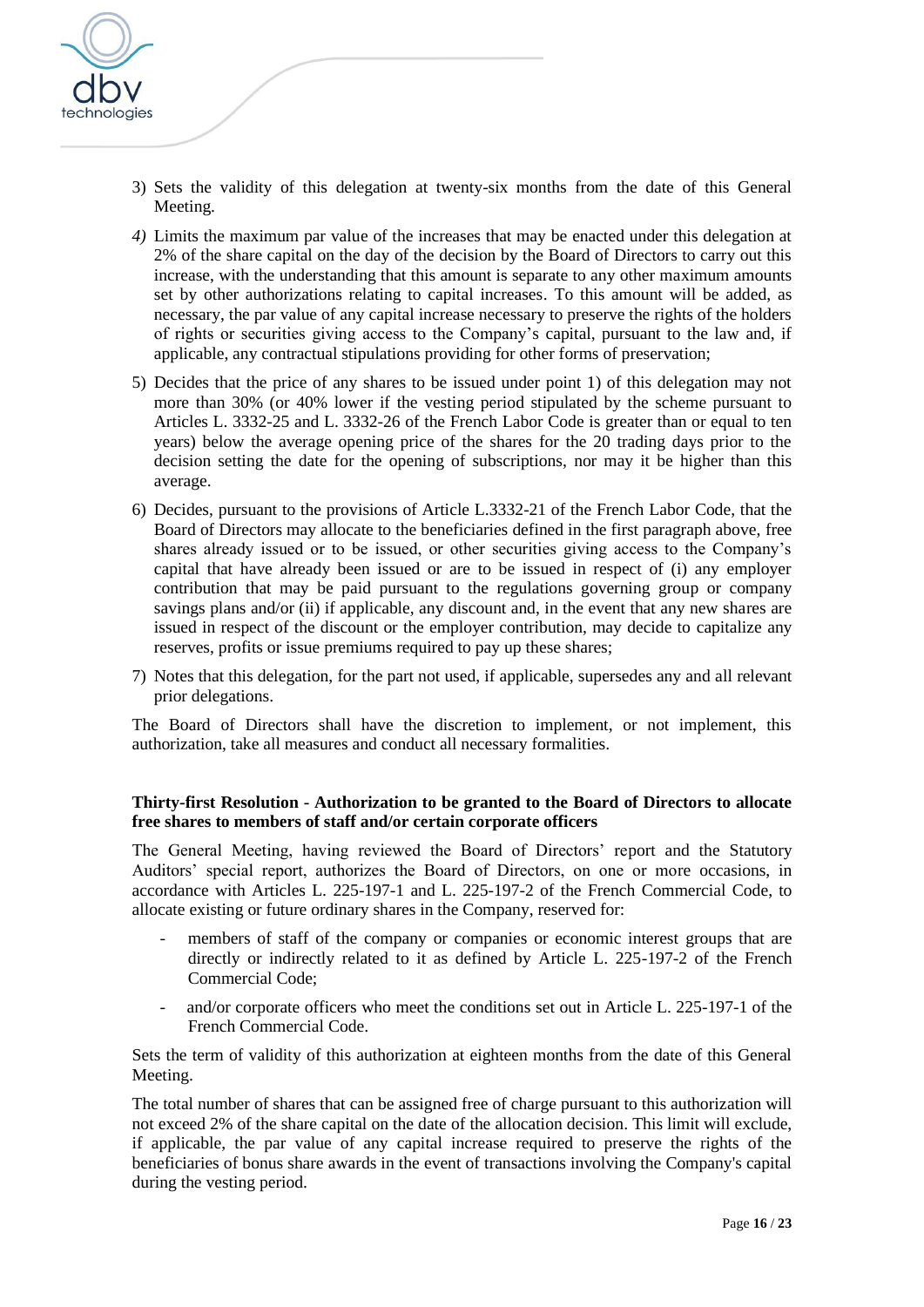3) Sets the validity of this delegation at twenty-six months from the date of this General Meeting.

4) Limits the maximum par value of the increases that may be enacted under this delegation at 2% of the share capital on the day of the decision by the Board of Directors to carry out this increase, with the understanding that this amount is separate to any other maximum amounts set by other authorizations relating to capital increases. To this amount will be added, as necessary, the par value of any capital increase necessary to preserve the rights of the holders of rights or securities giving access to the Company's capital, pursuant to the law and, if applicable, any contractual stipulations providing for other forms of preservation;

5) Decides that the price of any shares to be issued under point 1) of this delegation may not more than 30% (or 40% lower if the vesting period stipulated by the scheme pursuant to Articles L. 3332-25 and L. 3332-26 of the French Labor Code is greater than or equal to ten years) below the average opening price of the shares for the 20 trading days prior to the decision setting the date for the opening of subscriptions, nor may it be higher than this average.

6) Decides, pursuant to the provisions of Article L.3332-21 of the French Labor Code, that the Board of Directors may allocate to the beneficiaries defined in the first paragraph above, free shares already issued or to be issued, or other securities giving access to the Company's capital that have already been issued or are to be issued in respect of (i) any employer contribution that may be paid pursuant to the regulations governing group or company savings plans and/or (ii) if applicable, any discount and, in the event that any new shares are issued in respect of the discount or the employer contribution, may decide to capitalize any reserves, profits or issue premiums required to pay up these shares;

7) Notes that this delegation, for the part not used, if applicable, supersedes any and all relevant prior delegations.

The Board of Directors shall have the discretion to implement, or not implement, this authorization, take all measures and conduct all necessary formalities.

**Thirty-first Resolution - Authorization to be granted to the Board of Directors to allocate free shares to members of staff and/or certain corporate officers**

The General Meeting, having reviewed the Board of Directors' report and the Statutory Auditors' special report, authorizes the Board of Directors, on one or more occasions, in accordance with Articles L. 225-197-1 and L. 225-197-2 of the French Commercial Code, to allocate existing or future ordinary shares in the Company, reserved for:

- members of staff of the company or companies or economic interest groups that are directly or indirectly related to it as defined by Article L. 225-197-2 of the French Commercial Code;
- and/or corporate officers who meet the conditions set out in Article L. 225-197-1 of the French Commercial Code.

Sets the term of validity of this authorization at eighteen months from the date of this General Meeting.

The total number of shares that can be assigned free of charge pursuant to this authorization will not exceed 2% of the share capital on the date of the allocation decision. This limit will exclude, if applicable, the par value of any capital increase required to preserve the rights of the beneficiaries of bonus share awards in the event of transactions involving the Company's capital during the vesting period.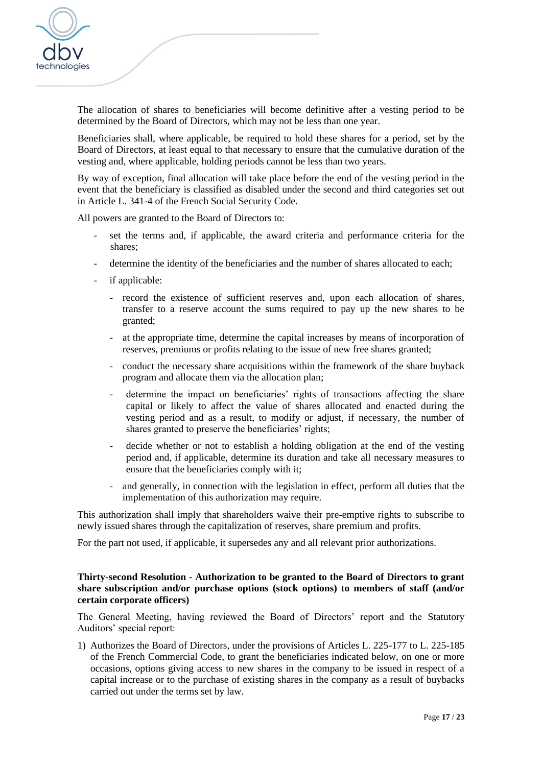The allocation of shares to beneficiaries will become definitive after a vesting period to be determined by the Board of Directors, which may not be less than one year.

Beneficiaries shall, where applicable, be required to hold these shares for a period, set by the Board of Directors, at least equal to that necessary to ensure that the cumulative duration of the vesting and, where applicable, holding periods cannot be less than two years.

By way of exception, final allocation will take place before the end of the vesting period in the event that the beneficiary is classified as disabled under the second and third categories set out in Article L. 341-4 of the French Social Security Code.

All powers are granted to the Board of Directors to:

- set the terms and, if applicable, the award criteria and performance criteria for the shares;
- determine the identity of the beneficiaries and the number of shares allocated to each;
- if applicable:
  - record the existence of sufficient reserves and, upon each allocation of shares, transfer to a reserve account the sums required to pay up the new shares to be granted;
  - at the appropriate time, determine the capital increases by means of incorporation of reserves, premiums or profits relating to the issue of new free shares granted;
  - conduct the necessary share acquisitions within the framework of the share buyback program and allocate them via the allocation plan;
  - determine the impact on beneficiaries' rights of transactions affecting the share capital or likely to affect the value of shares allocated and enacted during the vesting period and as a result, to modify or adjust, if necessary, the number of shares granted to preserve the beneficiaries' rights;
  - decide whether or not to establish a holding obligation at the end of the vesting period and, if applicable, determine its duration and take all necessary measures to ensure that the beneficiaries comply with it;
  - and generally, in connection with the legislation in effect, perform all duties that the implementation of this authorization may require.

This authorization shall imply that shareholders waive their pre-emptive rights to subscribe to newly issued shares through the capitalization of reserves, share premium and profits.

For the part not used, if applicable, it supersedes any and all relevant prior authorizations.

**Thirty-second Resolution - Authorization to be granted to the Board of Directors to grant share subscription and/or purchase options (stock options) to members of staff (and/or certain corporate officers)**

The General Meeting, having reviewed the Board of Directors' report and the Statutory Auditors' special report:

1) Authorizes the Board of Directors, under the provisions of Articles L. 225-177 to L. 225-185 of the French Commercial Code, to grant the beneficiaries indicated below, on one or more occasions, options giving access to new shares in the company to be issued in respect of a capital increase or to the purchase of existing shares in the company as a result of buybacks carried out under the terms set by law.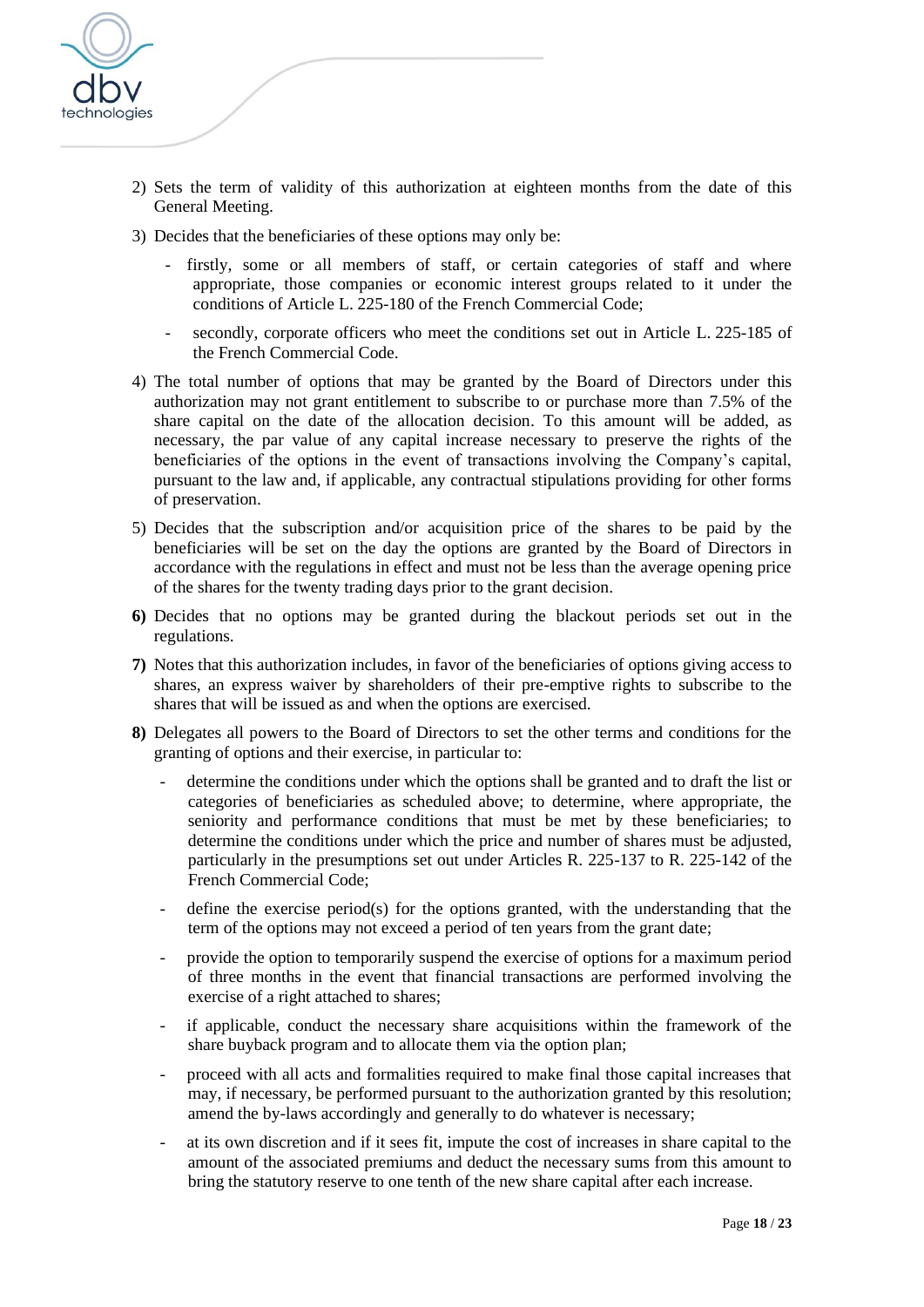2) Sets the term of validity of this authorization at eighteen months from the date of this General Meeting.

3) Decides that the beneficiaries of these options may only be:

   - firstly, some or all members of staff, or certain categories of staff and where appropriate, those companies or economic interest groups related to it under the conditions of Article L. 225-180 of the French Commercial Code;

   - secondly, corporate officers who meet the conditions set out in Article L. 225-185 of the French Commercial Code.

4) The total number of options that may be granted by the Board of Directors under this authorization may not grant entitlement to subscribe to or purchase more than 7.5% of the share capital on the date of the allocation decision. To this amount will be added, as necessary, the par value of any capital increase necessary to preserve the rights of the beneficiaries of the options in the event of transactions involving the Company's capital, pursuant to the law and, if applicable, any contractual stipulations providing for other forms of preservation.

5) Decides that the subscription and/or acquisition price of the shares to be paid by the beneficiaries will be set on the day the options are granted by the Board of Directors in accordance with the regulations in effect and must not be less than the average opening price of the shares for the twenty trading days prior to the grant decision.

**6)** Decides that no options may be granted during the blackout periods set out in the regulations.

**7)** Notes that this authorization includes, in favor of the beneficiaries of options giving access to shares, an express waiver by shareholders of their pre-emptive rights to subscribe to the shares that will be issued as and when the options are exercised.

**8)** Delegates all powers to the Board of Directors to set the other terms and conditions for the granting of options and their exercise, in particular to:

   - determine the conditions under which the options shall be granted and to draft the list or categories of beneficiaries as scheduled above; to determine, where appropriate, the seniority and performance conditions that must be met by these beneficiaries; to determine the conditions under which the price and number of shares must be adjusted, particularly in the presumptions set out under Articles R. 225-137 to R. 225-142 of the French Commercial Code;

   - define the exercise period(s) for the options granted, with the understanding that the term of the options may not exceed a period of ten years from the grant date;

   - provide the option to temporarily suspend the exercise of options for a maximum period of three months in the event that financial transactions are performed involving the exercise of a right attached to shares;

   - if applicable, conduct the necessary share acquisitions within the framework of the share buyback program and to allocate them via the option plan;

   - proceed with all acts and formalities required to make final those capital increases that may, if necessary, be performed pursuant to the authorization granted by this resolution; amend the by-laws accordingly and generally to do whatever is necessary;

   - at its own discretion and if it sees fit, impute the cost of increases in share capital to the amount of the associated premiums and deduct the necessary sums from this amount to bring the statutory reserve to one tenth of the new share capital after each increase.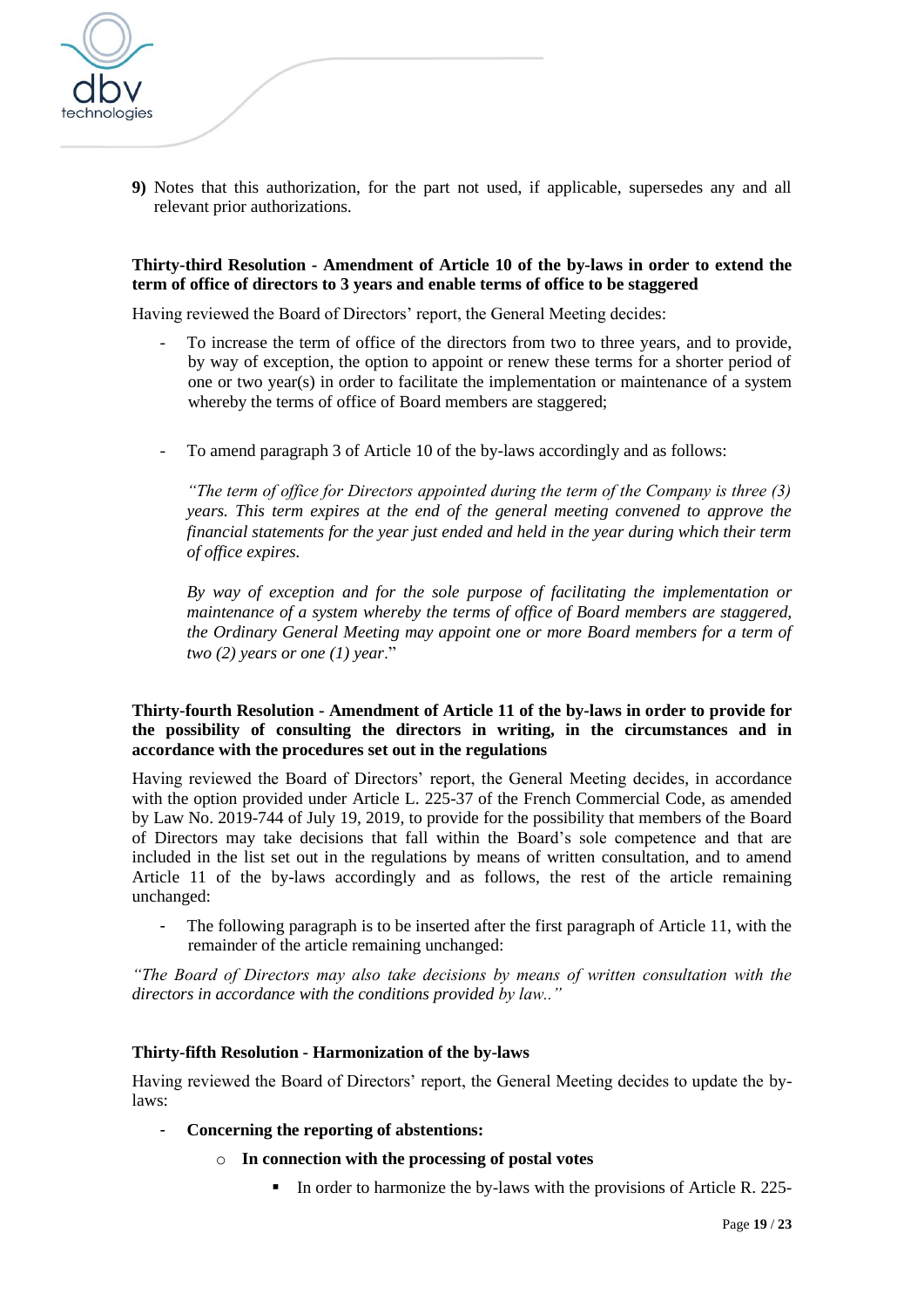**9)** Notes that this authorization, for the part not used, if applicable, supersedes any and all relevant prior authorizations.

**Thirty-third Resolution - Amendment of Article 10 of the by-laws in order to extend the term of office of directors to 3 years and enable terms of office to be staggered**

Having reviewed the Board of Directors' report, the General Meeting decides:

- To increase the term of office of the directors from two to three years, and to provide, by way of exception, the option to appoint or renew these terms for a shorter period of one or two year(s) in order to facilitate the implementation or maintenance of a system whereby the terms of office of Board members are staggered;

- To amend paragraph 3 of Article 10 of the by-laws accordingly and as follows:

  *"The term of office for Directors appointed during the term of the Company is three (3) years. This term expires at the end of the general meeting convened to approve the financial statements for the year just ended and held in the year during which their term of office expires.*

  *By way of exception and for the sole purpose of facilitating the implementation or maintenance of a system whereby the terms of office of Board members are staggered, the Ordinary General Meeting may appoint one or more Board members for a term of two (2) years or one (1) year*."

**Thirty-fourth Resolution - Amendment of Article 11 of the by-laws in order to provide for the possibility of consulting the directors in writing, in the circumstances and in accordance with the procedures set out in the regulations**

Having reviewed the Board of Directors' report, the General Meeting decides, in accordance with the option provided under Article L. 225-37 of the French Commercial Code, as amended by Law No. 2019-744 of July 19, 2019, to provide for the possibility that members of the Board of Directors may take decisions that fall within the Board's sole competence and that are included in the list set out in the regulations by means of written consultation, and to amend Article 11 of the by-laws accordingly and as follows, the rest of the article remaining unchanged:

- The following paragraph is to be inserted after the first paragraph of Article 11, with the remainder of the article remaining unchanged:

*"The Board of Directors may also take decisions by means of written consultation with the directors in accordance with the conditions provided by law.."*

**Thirty-fifth Resolution - Harmonization of the by-laws**

Having reviewed the Board of Directors' report, the General Meeting decides to update the by-laws:

- **Concerning the reporting of abstentions:**
  - **In connection with the processing of postal votes**
    - In order to harmonize the by-laws with the provisions of Article R. 225-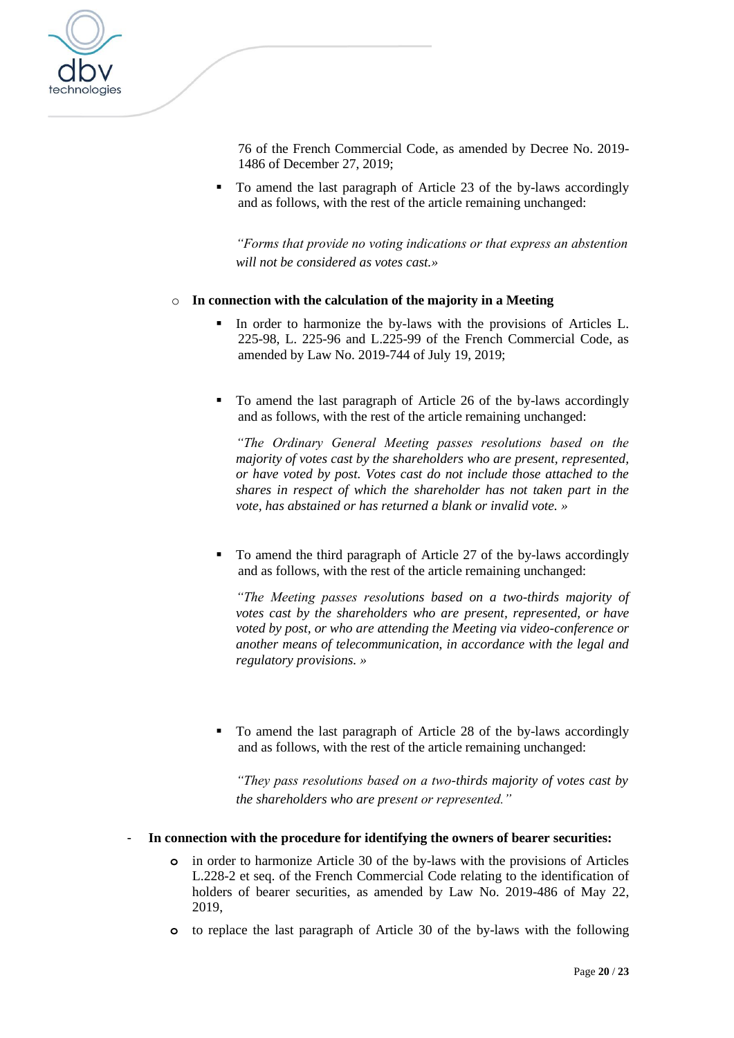76 of the French Commercial Code, as amended by Decree No. 2019-1486 of December 27, 2019;

- To amend the last paragraph of Article 23 of the by-laws accordingly and as follows, with the rest of the article remaining unchanged:

  *"Forms that provide no voting indications or that express an abstention will not be considered as votes cast.»*

- **In connection with the calculation of the majority in a Meeting**
  - In order to harmonize the by-laws with the provisions of Articles L. 225-98, L. 225-96 and L.225-99 of the French Commercial Code, as amended by Law No. 2019-744 of July 19, 2019;

  - To amend the last paragraph of Article 26 of the by-laws accordingly and as follows, with the rest of the article remaining unchanged:

    *"The Ordinary General Meeting passes resolutions based on the majority of votes cast by the shareholders who are present, represented, or have voted by post. Votes cast do not include those attached to the shares in respect of which the shareholder has not taken part in the vote, has abstained or has returned a blank or invalid vote. »*

  - To amend the third paragraph of Article 27 of the by-laws accordingly and as follows, with the rest of the article remaining unchanged:

    *"The Meeting passes resolutions based on a two-thirds majority of votes cast by the shareholders who are present, represented, or have voted by post, or who are attending the Meeting via video-conference or another means of telecommunication, in accordance with the legal and regulatory provisions. »*

  - To amend the last paragraph of Article 28 of the by-laws accordingly and as follows, with the rest of the article remaining unchanged:

    *"They pass resolutions based on a two-thirds majority of votes cast by the shareholders who are present or represented."*

- **In connection with the procedure for identifying the owners of bearer securities:**
  - in order to harmonize Article 30 of the by-laws with the provisions of Articles L.228-2 et seq. of the French Commercial Code relating to the identification of holders of bearer securities, as amended by Law No. 2019-486 of May 22, 2019,
  - to replace the last paragraph of Article 30 of the by-laws with the following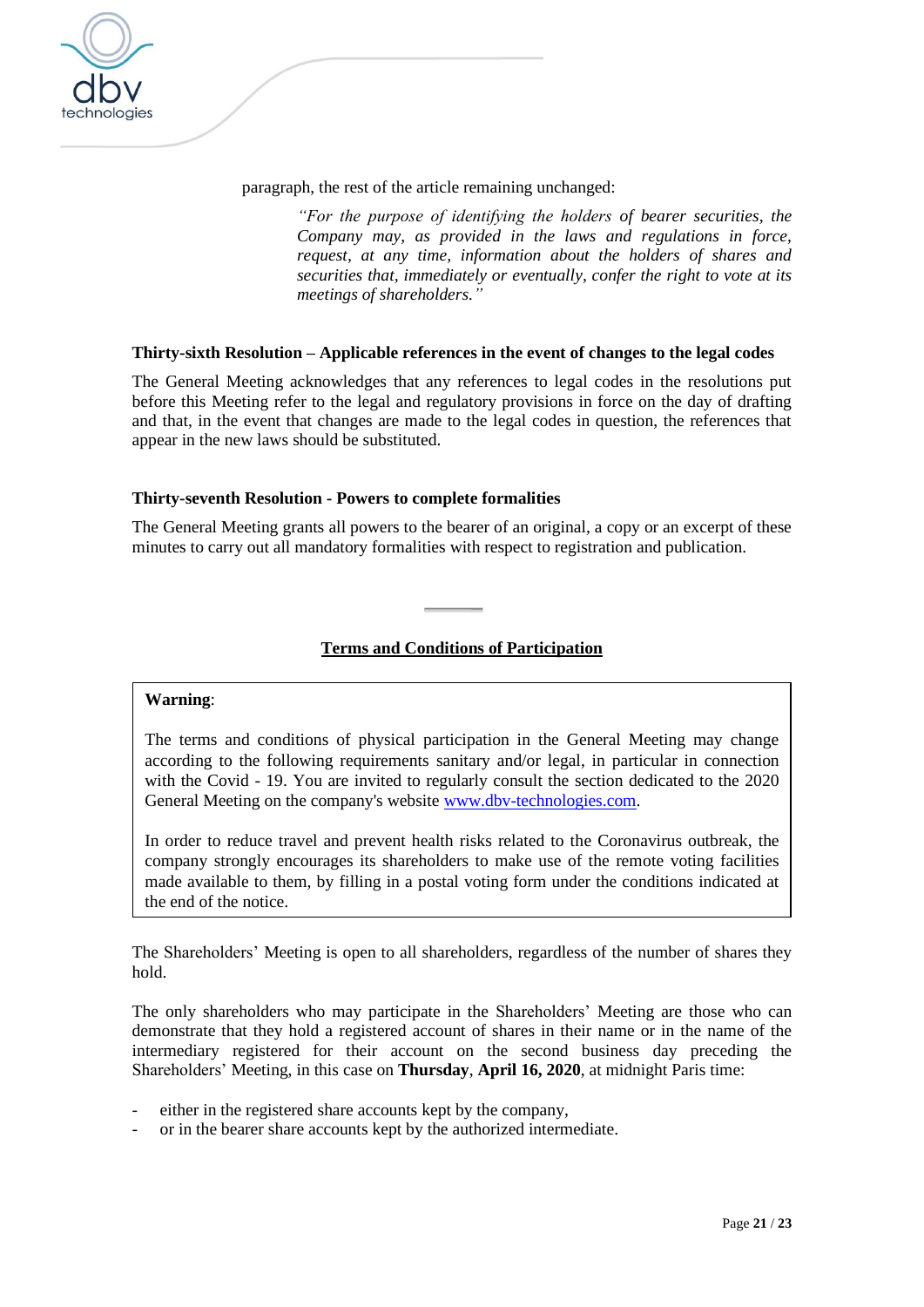paragraph, the rest of the article remaining unchanged:

> *"For the purpose of identifying the holders of bearer securities, the Company may, as provided in the laws and regulations in force, request, at any time, information about the holders of shares and securities that, immediately or eventually, confer the right to vote at its meetings of shareholders."*

**Thirty-sixth Resolution – Applicable references in the event of changes to the legal codes**

The General Meeting acknowledges that any references to legal codes in the resolutions put before this Meeting refer to the legal and regulatory provisions in force on the day of drafting and that, in the event that changes are made to the legal codes in question, the references that appear in the new laws should be substituted.

**Thirty-seventh Resolution - Powers to complete formalities**

The General Meeting grants all powers to the bearer of an original, a copy or an excerpt of these minutes to carry out all mandatory formalities with respect to registration and publication.

---

**Terms and Conditions of Participation**

> **Warning**:
>
> The terms and conditions of physical participation in the General Meeting may change according to the following requirements sanitary and/or legal, in particular in connection with the Covid - 19. You are invited to regularly consult the section dedicated to the 2020 General Meeting on the company's website www.dbv-technologies.com.
>
> In order to reduce travel and prevent health risks related to the Coronavirus outbreak, the company strongly encourages its shareholders to make use of the remote voting facilities made available to them, by filling in a postal voting form under the conditions indicated at the end of the notice.

The Shareholders' Meeting is open to all shareholders, regardless of the number of shares they hold.

The only shareholders who may participate in the Shareholders' Meeting are those who can demonstrate that they hold a registered account of shares in their name or in the name of the intermediary registered for their account on the second business day preceding the Shareholders' Meeting, in this case on **Thursday**, **April 16, 2020**, at midnight Paris time:

- either in the registered share accounts kept by the company,
- or in the bearer share accounts kept by the authorized intermediate.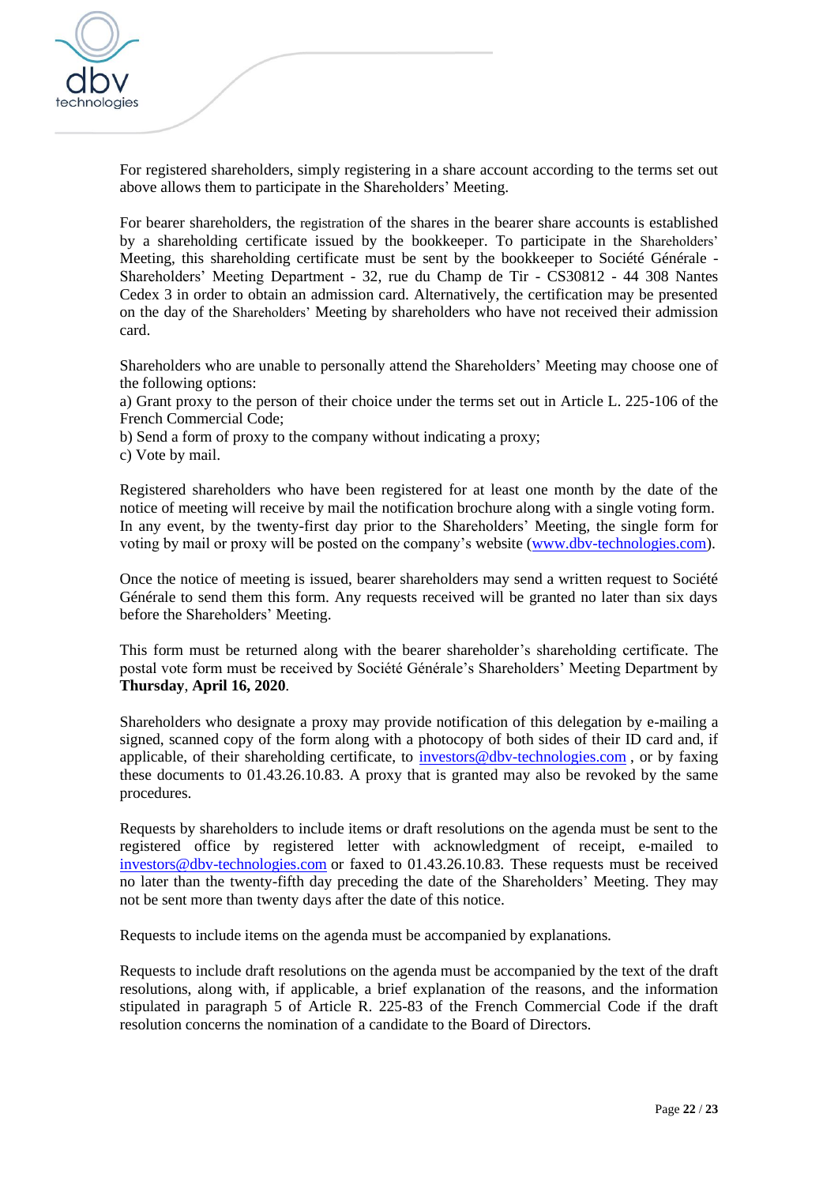For registered shareholders, simply registering in a share account according to the terms set out above allows them to participate in the Shareholders' Meeting.

For bearer shareholders, the registration of the shares in the bearer share accounts is established by a shareholding certificate issued by the bookkeeper. To participate in the Shareholders' Meeting, this shareholding certificate must be sent by the bookkeeper to Société Générale - Shareholders' Meeting Department - 32, rue du Champ de Tir - CS30812 - 44 308 Nantes Cedex 3 in order to obtain an admission card. Alternatively, the certification may be presented on the day of the Shareholders' Meeting by shareholders who have not received their admission card.

Shareholders who are unable to personally attend the Shareholders' Meeting may choose one of the following options:

a) Grant proxy to the person of their choice under the terms set out in Article L. 225-106 of the French Commercial Code;
b) Send a form of proxy to the company without indicating a proxy;
c) Vote by mail.

Registered shareholders who have been registered for at least one month by the date of the notice of meeting will receive by mail the notification brochure along with a single voting form. In any event, by the twenty-first day prior to the Shareholders' Meeting, the single form for voting by mail or proxy will be posted on the company's website (www.dbv-technologies.com).

Once the notice of meeting is issued, bearer shareholders may send a written request to Société Générale to send them this form. Any requests received will be granted no later than six days before the Shareholders' Meeting.

This form must be returned along with the bearer shareholder's shareholding certificate. The postal vote form must be received by Société Générale's Shareholders' Meeting Department by **Thursday**, **April 16, 2020**.

Shareholders who designate a proxy may provide notification of this delegation by e-mailing a signed, scanned copy of the form along with a photocopy of both sides of their ID card and, if applicable, of their shareholding certificate, to investors@dbv-technologies.com , or by faxing these documents to 01.43.26.10.83. A proxy that is granted may also be revoked by the same procedures.

Requests by shareholders to include items or draft resolutions on the agenda must be sent to the registered office by registered letter with acknowledgment of receipt, e-mailed to investors@dbv-technologies.com or faxed to 01.43.26.10.83. These requests must be received no later than the twenty-fifth day preceding the date of the Shareholders' Meeting. They may not be sent more than twenty days after the date of this notice.

Requests to include items on the agenda must be accompanied by explanations.

Requests to include draft resolutions on the agenda must be accompanied by the text of the draft resolutions, along with, if applicable, a brief explanation of the reasons, and the information stipulated in paragraph 5 of Article R. 225-83 of the French Commercial Code if the draft resolution concerns the nomination of a candidate to the Board of Directors.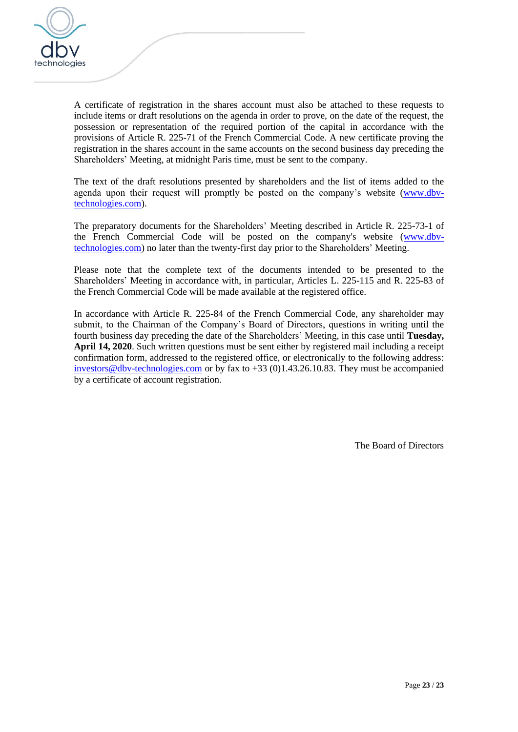A certificate of registration in the shares account must also be attached to these requests to include items or draft resolutions on the agenda in order to prove, on the date of the request, the possession or representation of the required portion of the capital in accordance with the provisions of Article R. 225-71 of the French Commercial Code. A new certificate proving the registration in the shares account in the same accounts on the second business day preceding the Shareholders' Meeting, at midnight Paris time, must be sent to the company.

The text of the draft resolutions presented by shareholders and the list of items added to the agenda upon their request will promptly be posted on the company's website (www.dbv-technologies.com).

The preparatory documents for the Shareholders' Meeting described in Article R. 225-73-1 of the French Commercial Code will be posted on the company's website (www.dbv-technologies.com) no later than the twenty-first day prior to the Shareholders' Meeting.

Please note that the complete text of the documents intended to be presented to the Shareholders' Meeting in accordance with, in particular, Articles L. 225-115 and R. 225-83 of the French Commercial Code will be made available at the registered office.

In accordance with Article R. 225-84 of the French Commercial Code, any shareholder may submit, to the Chairman of the Company's Board of Directors, questions in writing until the fourth business day preceding the date of the Shareholders' Meeting, in this case until **Tuesday, April 14, 2020**. Such written questions must be sent either by registered mail including a receipt confirmation form, addressed to the registered office, or electronically to the following address: investors@dbv-technologies.com or by fax to +33 (0)1.43.26.10.83. They must be accompanied by a certificate of account registration.

The Board of Directors